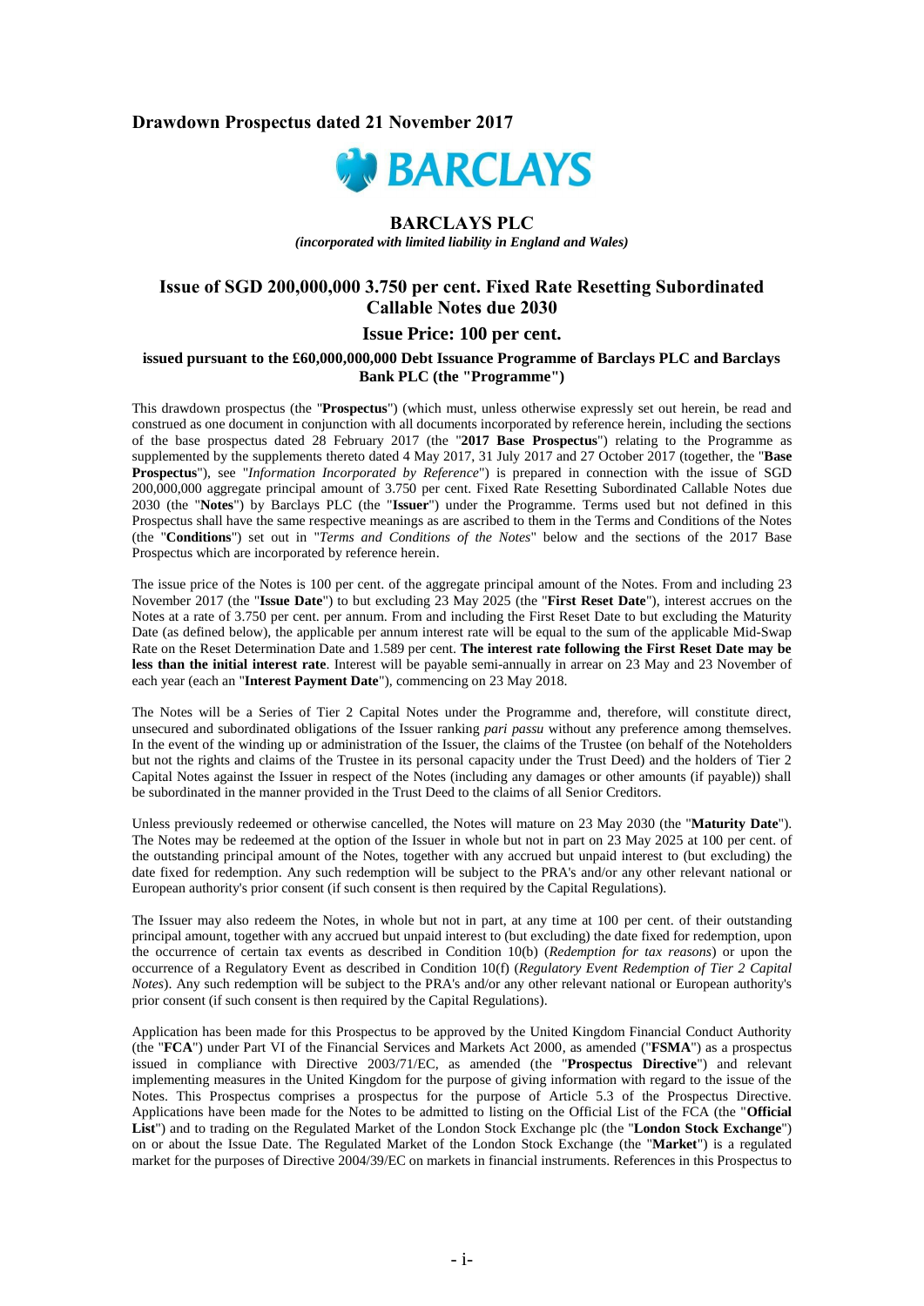**Drawdown Prospectus dated 21 November 2017**

BARCLAYS

# BARCLAYS PLC

*(incorporated with limited liability in England and Wales)*

## Issue of SGD 200,000,000 3.750 per cent. Fixed Rate Resetting Subordinated Callable Notes due 2030

## Issue Price: 100 per cent.

**issued pursuant to the £60,000,000,000 Debt Issuance Programme of Barclays PLC and Barclays Bank PLC (the "Programme")**

This drawdown prospectus (the "**Prospectus**") (which must, unless otherwise expressly set out herein, be read and construed as one document in conjunction with all documents incorporated by reference herein, including the sections of the base prospectus dated 28 February 2017 (the "**2017 Base Prospectus**") relating to the Programme as supplemented by the supplements thereto dated 4 May 2017, 31 July 2017 and 27 October 2017 (together, the "**Base Prospectus**"), see "*Information Incorporated by Reference*") is prepared in connection with the issue of SGD 200,000,000 aggregate principal amount of 3.750 per cent. Fixed Rate Resetting Subordinated Callable Notes due 2030 (the "**Notes**") by Barclays PLC (the "**Issuer**") under the Programme. Terms used but not defined in this Prospectus shall have the same respective meanings as are ascribed to them in the Terms and Conditions of the Notes (the "**Conditions**") set out in "*Terms and Conditions of the Notes*" below and the sections of the 2017 Base Prospectus which are incorporated by reference herein.

The issue price of the Notes is 100 per cent. of the aggregate principal amount of the Notes. From and including 23 November 2017 (the "**Issue Date**") to but excluding 23 May 2025 (the "**First Reset Date**"), interest accrues on the Notes at a rate of 3.750 per cent. per annum. From and including the First Reset Date to but excluding the Maturity Date (as defined below), the applicable per annum interest rate will be equal to the sum of the applicable Mid-Swap Rate on the Reset Determination Date and 1.589 per cent. **The interest rate following the First Reset Date may be less than the initial interest rate**. Interest will be payable semi-annually in arrear on 23 May and 23 November of each year (each an "**Interest Payment Date**"), commencing on 23 May 2018.

The Notes will be a Series of Tier 2 Capital Notes under the Programme and, therefore, will constitute direct, unsecured and subordinated obligations of the Issuer ranking *pari passu* without any preference among themselves. In the event of the winding up or administration of the Issuer, the claims of the Trustee (on behalf of the Noteholders but not the rights and claims of the Trustee in its personal capacity under the Trust Deed) and the holders of Tier 2 Capital Notes against the Issuer in respect of the Notes (including any damages or other amounts (if payable)) shall be subordinated in the manner provided in the Trust Deed to the claims of all Senior Creditors.

Unless previously redeemed or otherwise cancelled, the Notes will mature on 23 May 2030 (the "**Maturity Date**"). The Notes may be redeemed at the option of the Issuer in whole but not in part on 23 May 2025 at 100 per cent. of the outstanding principal amount of the Notes, together with any accrued but unpaid interest to (but excluding) the date fixed for redemption. Any such redemption will be subject to the PRA's and/or any other relevant national or European authority's prior consent (if such consent is then required by the Capital Regulations).

The Issuer may also redeem the Notes, in whole but not in part, at any time at 100 per cent. of their outstanding principal amount, together with any accrued but unpaid interest to (but excluding) the date fixed for redemption, upon the occurrence of certain tax events as described in Condition 10(b) (*Redemption for tax reasons*) or upon the occurrence of a Regulatory Event as described in Condition 10(f) (*Regulatory Event Redemption of Tier 2 Capital Notes*). Any such redemption will be subject to the PRA's and/or any other relevant national or European authority's prior consent (if such consent is then required by the Capital Regulations).

Application has been made for this Prospectus to be approved by the United Kingdom Financial Conduct Authority (the "**FCA**") under Part VI of the Financial Services and Markets Act 2000, as amended ("**FSMA**") as a prospectus issued in compliance with Directive 2003/71/EC, as amended (the "**Prospectus Directive**") and relevant implementing measures in the United Kingdom for the purpose of giving information with regard to the issue of the Notes. This Prospectus comprises a prospectus for the purpose of Article 5.3 of the Prospectus Directive. Applications have been made for the Notes to be admitted to listing on the Official List of the FCA (the "**Official List**") and to trading on the Regulated Market of the London Stock Exchange plc (the "**London Stock Exchange**") on or about the Issue Date. The Regulated Market of the London Stock Exchange (the "**Market**") is a regulated market for the purposes of Directive 2004/39/EC on markets in financial instruments. References in this Prospectus to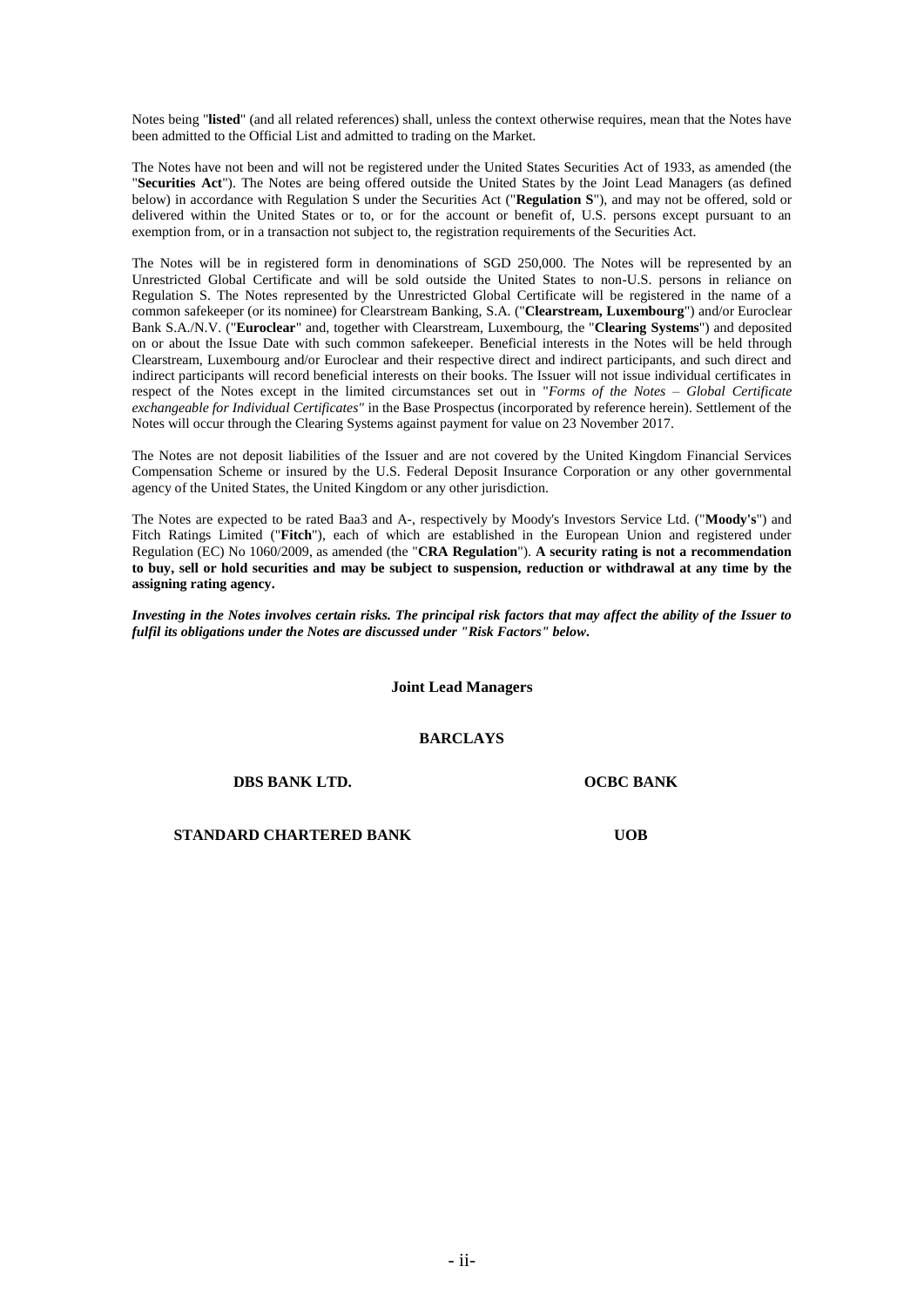Notes being "**listed**" (and all related references) shall, unless the context otherwise requires, mean that the Notes have been admitted to the Official List and admitted to trading on the Market.

The Notes have not been and will not be registered under the United States Securities Act of 1933, as amended (the "**Securities Act**"). The Notes are being offered outside the United States by the Joint Lead Managers (as defined below) in accordance with Regulation S under the Securities Act ("**Regulation S**"), and may not be offered, sold or delivered within the United States or to, or for the account or benefit of, U.S. persons except pursuant to an exemption from, or in a transaction not subject to, the registration requirements of the Securities Act.

The Notes will be in registered form in denominations of SGD 250,000. The Notes will be represented by an Unrestricted Global Certificate and will be sold outside the United States to non-U.S. persons in reliance on Regulation S. The Notes represented by the Unrestricted Global Certificate will be registered in the name of a common safekeeper (or its nominee) for Clearstream Banking, S.A. ("**Clearstream, Luxembourg**") and/or Euroclear Bank S.A./N.V. ("**Euroclear**" and, together with Clearstream, Luxembourg, the "**Clearing Systems**") and deposited on or about the Issue Date with such common safekeeper. Beneficial interests in the Notes will be held through Clearstream, Luxembourg and/or Euroclear and their respective direct and indirect participants, and such direct and indirect participants will record beneficial interests on their books. The Issuer will not issue individual certificates in respect of the Notes except in the limited circumstances set out in "*Forms of the Notes – Global Certificate exchangeable for Individual Certificates"* in the Base Prospectus (incorporated by reference herein). Settlement of the Notes will occur through the Clearing Systems against payment for value on 23 November 2017.

The Notes are not deposit liabilities of the Issuer and are not covered by the United Kingdom Financial Services Compensation Scheme or insured by the U.S. Federal Deposit Insurance Corporation or any other governmental agency of the United States, the United Kingdom or any other jurisdiction.

The Notes are expected to be rated Baa3 and A-, respectively by Moody's Investors Service Ltd. ("**Moody's**") and Fitch Ratings Limited ("**Fitch**"), each of which are established in the European Union and registered under Regulation (EC) No 1060/2009, as amended (the "**CRA Regulation**"). **A security rating is not a recommendation to buy, sell or hold securities and may be subject to suspension, reduction or withdrawal at any time by the assigning rating agency.**

***Investing in the Notes involves certain risks. The principal risk factors that may affect the ability of the Issuer to fulfil its obligations under the Notes are discussed under "Risk Factors" below.***

**Joint Lead Managers**

**BARCLAYS**

**DBS BANK LTD.** | **OCBC BANK**

**STANDARD CHARTERED BANK** | **UOB**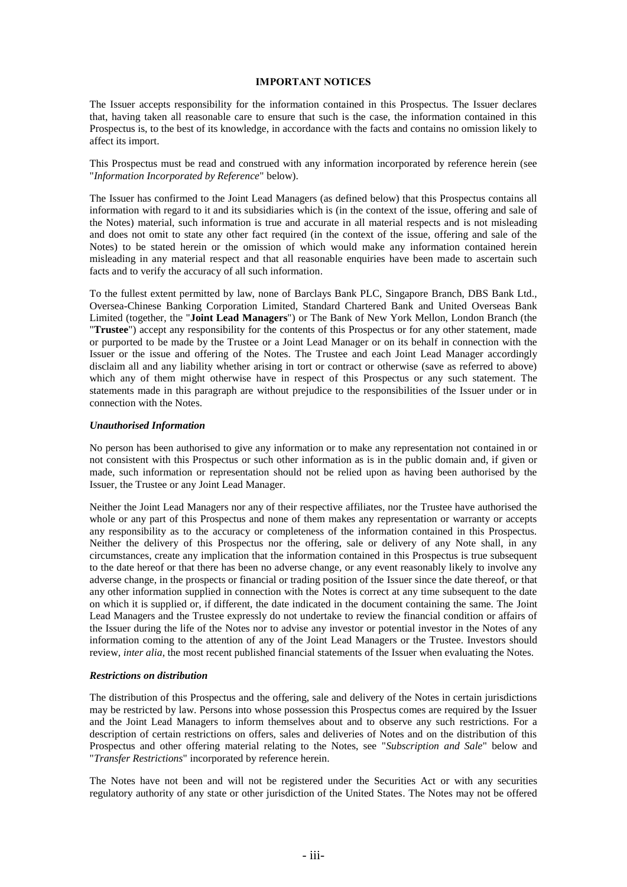## IMPORTANT NOTICES

The Issuer accepts responsibility for the information contained in this Prospectus. The Issuer declares that, having taken all reasonable care to ensure that such is the case, the information contained in this Prospectus is, to the best of its knowledge, in accordance with the facts and contains no omission likely to affect its import.

This Prospectus must be read and construed with any information incorporated by reference herein (see "*Information Incorporated by Reference*" below).

The Issuer has confirmed to the Joint Lead Managers (as defined below) that this Prospectus contains all information with regard to it and its subsidiaries which is (in the context of the issue, offering and sale of the Notes) material, such information is true and accurate in all material respects and is not misleading and does not omit to state any other fact required (in the context of the issue, offering and sale of the Notes) to be stated herein or the omission of which would make any information contained herein misleading in any material respect and that all reasonable enquiries have been made to ascertain such facts and to verify the accuracy of all such information.

To the fullest extent permitted by law, none of Barclays Bank PLC, Singapore Branch, DBS Bank Ltd., Oversea-Chinese Banking Corporation Limited, Standard Chartered Bank and United Overseas Bank Limited (together, the "**Joint Lead Managers**") or The Bank of New York Mellon, London Branch (the "**Trustee**") accept any responsibility for the contents of this Prospectus or for any other statement, made or purported to be made by the Trustee or a Joint Lead Manager or on its behalf in connection with the Issuer or the issue and offering of the Notes. The Trustee and each Joint Lead Manager accordingly disclaim all and any liability whether arising in tort or contract or otherwise (save as referred to above) which any of them might otherwise have in respect of this Prospectus or any such statement. The statements made in this paragraph are without prejudice to the responsibilities of the Issuer under or in connection with the Notes.

### *Unauthorised Information*

No person has been authorised to give any information or to make any representation not contained in or not consistent with this Prospectus or such other information as is in the public domain and, if given or made, such information or representation should not be relied upon as having been authorised by the Issuer, the Trustee or any Joint Lead Manager.

Neither the Joint Lead Managers nor any of their respective affiliates, nor the Trustee have authorised the whole or any part of this Prospectus and none of them makes any representation or warranty or accepts any responsibility as to the accuracy or completeness of the information contained in this Prospectus. Neither the delivery of this Prospectus nor the offering, sale or delivery of any Note shall, in any circumstances, create any implication that the information contained in this Prospectus is true subsequent to the date hereof or that there has been no adverse change, or any event reasonably likely to involve any adverse change, in the prospects or financial or trading position of the Issuer since the date thereof, or that any other information supplied in connection with the Notes is correct at any time subsequent to the date on which it is supplied or, if different, the date indicated in the document containing the same. The Joint Lead Managers and the Trustee expressly do not undertake to review the financial condition or affairs of the Issuer during the life of the Notes nor to advise any investor or potential investor in the Notes of any information coming to the attention of any of the Joint Lead Managers or the Trustee. Investors should review, *inter alia*, the most recent published financial statements of the Issuer when evaluating the Notes.

### *Restrictions on distribution*

The distribution of this Prospectus and the offering, sale and delivery of the Notes in certain jurisdictions may be restricted by law. Persons into whose possession this Prospectus comes are required by the Issuer and the Joint Lead Managers to inform themselves about and to observe any such restrictions. For a description of certain restrictions on offers, sales and deliveries of Notes and on the distribution of this Prospectus and other offering material relating to the Notes, see "*Subscription and Sale*" below and "*Transfer Restrictions*" incorporated by reference herein.

The Notes have not been and will not be registered under the Securities Act or with any securities regulatory authority of any state or other jurisdiction of the United States. The Notes may not be offered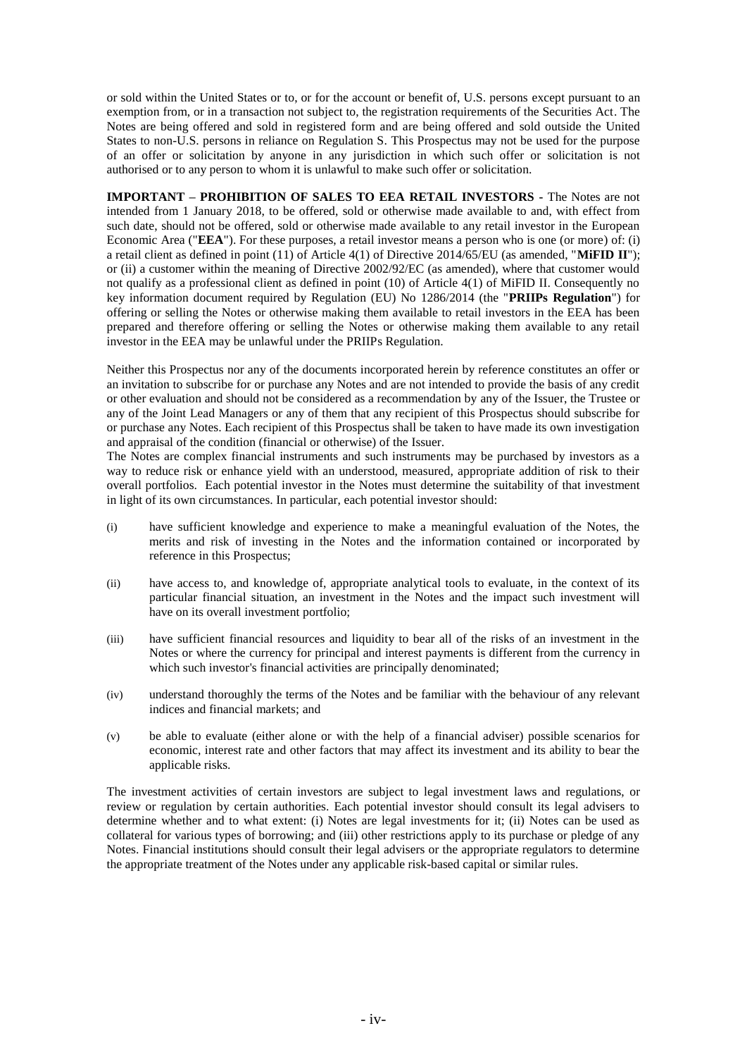or sold within the United States or to, or for the account or benefit of, U.S. persons except pursuant to an exemption from, or in a transaction not subject to, the registration requirements of the Securities Act. The Notes are being offered and sold in registered form and are being offered and sold outside the United States to non-U.S. persons in reliance on Regulation S. This Prospectus may not be used for the purpose of an offer or solicitation by anyone in any jurisdiction in which such offer or solicitation is not authorised or to any person to whom it is unlawful to make such offer or solicitation.

**IMPORTANT – PROHIBITION OF SALES TO EEA RETAIL INVESTORS** - The Notes are not intended from 1 January 2018, to be offered, sold or otherwise made available to and, with effect from such date, should not be offered, sold or otherwise made available to any retail investor in the European Economic Area ("**EEA**"). For these purposes, a retail investor means a person who is one (or more) of: (i) a retail client as defined in point (11) of Article 4(1) of Directive 2014/65/EU (as amended, "**MiFID II**"); or (ii) a customer within the meaning of Directive 2002/92/EC (as amended), where that customer would not qualify as a professional client as defined in point (10) of Article 4(1) of MiFID II. Consequently no key information document required by Regulation (EU) No 1286/2014 (the "**PRIIPs Regulation**") for offering or selling the Notes or otherwise making them available to retail investors in the EEA has been prepared and therefore offering or selling the Notes or otherwise making them available to any retail investor in the EEA may be unlawful under the PRIIPs Regulation.

Neither this Prospectus nor any of the documents incorporated herein by reference constitutes an offer or an invitation to subscribe for or purchase any Notes and are not intended to provide the basis of any credit or other evaluation and should not be considered as a recommendation by any of the Issuer, the Trustee or any of the Joint Lead Managers or any of them that any recipient of this Prospectus should subscribe for or purchase any Notes. Each recipient of this Prospectus shall be taken to have made its own investigation and appraisal of the condition (financial or otherwise) of the Issuer.

The Notes are complex financial instruments and such instruments may be purchased by investors as a way to reduce risk or enhance yield with an understood, measured, appropriate addition of risk to their overall portfolios. Each potential investor in the Notes must determine the suitability of that investment in light of its own circumstances. In particular, each potential investor should:

(i) have sufficient knowledge and experience to make a meaningful evaluation of the Notes, the merits and risk of investing in the Notes and the information contained or incorporated by reference in this Prospectus;

(ii) have access to, and knowledge of, appropriate analytical tools to evaluate, in the context of its particular financial situation, an investment in the Notes and the impact such investment will have on its overall investment portfolio;

(iii) have sufficient financial resources and liquidity to bear all of the risks of an investment in the Notes or where the currency for principal and interest payments is different from the currency in which such investor's financial activities are principally denominated;

(iv) understand thoroughly the terms of the Notes and be familiar with the behaviour of any relevant indices and financial markets; and

(v) be able to evaluate (either alone or with the help of a financial adviser) possible scenarios for economic, interest rate and other factors that may affect its investment and its ability to bear the applicable risks.

The investment activities of certain investors are subject to legal investment laws and regulations, or review or regulation by certain authorities. Each potential investor should consult its legal advisers to determine whether and to what extent: (i) Notes are legal investments for it; (ii) Notes can be used as collateral for various types of borrowing; and (iii) other restrictions apply to its purchase or pledge of any Notes. Financial institutions should consult their legal advisers or the appropriate regulators to determine the appropriate treatment of the Notes under any applicable risk-based capital or similar rules.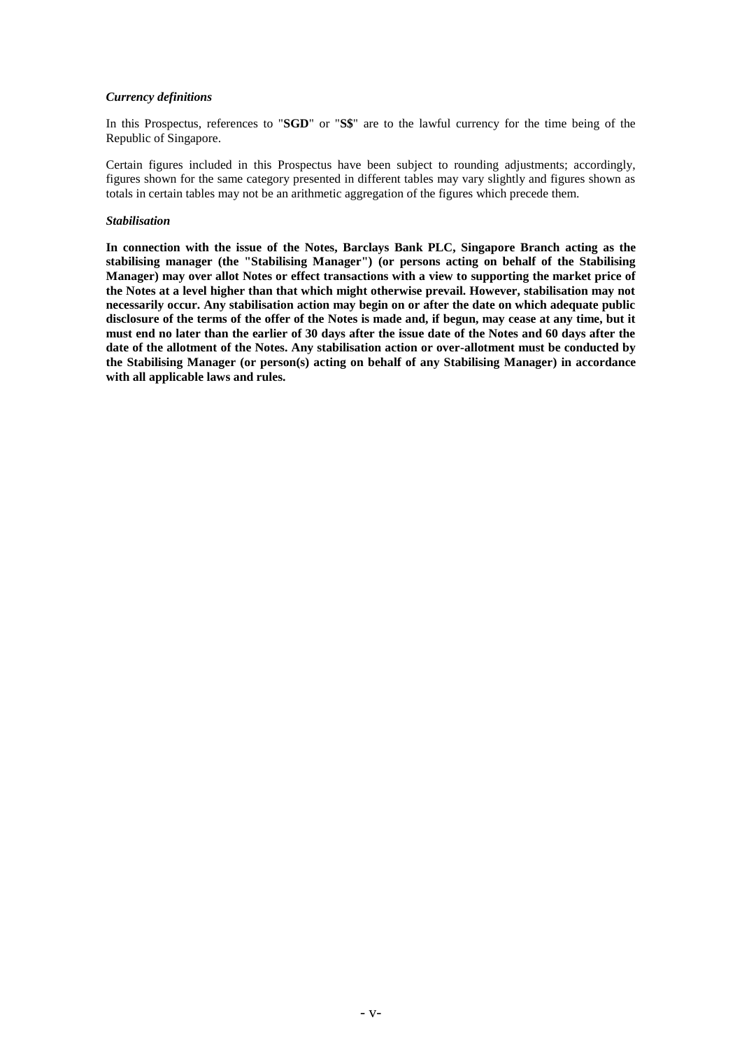***Currency definitions***

In this Prospectus, references to "**SGD**" or "**S$**" are to the lawful currency for the time being of the Republic of Singapore.

Certain figures included in this Prospectus have been subject to rounding adjustments; accordingly, figures shown for the same category presented in different tables may vary slightly and figures shown as totals in certain tables may not be an arithmetic aggregation of the figures which precede them.

***Stabilisation***

**In connection with the issue of the Notes, Barclays Bank PLC, Singapore Branch acting as the stabilising manager (the "Stabilising Manager") (or persons acting on behalf of the Stabilising Manager) may over allot Notes or effect transactions with a view to supporting the market price of the Notes at a level higher than that which might otherwise prevail. However, stabilisation may not necessarily occur. Any stabilisation action may begin on or after the date on which adequate public disclosure of the terms of the offer of the Notes is made and, if begun, may cease at any time, but it must end no later than the earlier of 30 days after the issue date of the Notes and 60 days after the date of the allotment of the Notes. Any stabilisation action or over-allotment must be conducted by the Stabilising Manager (or person(s) acting on behalf of any Stabilising Manager) in accordance with all applicable laws and rules.**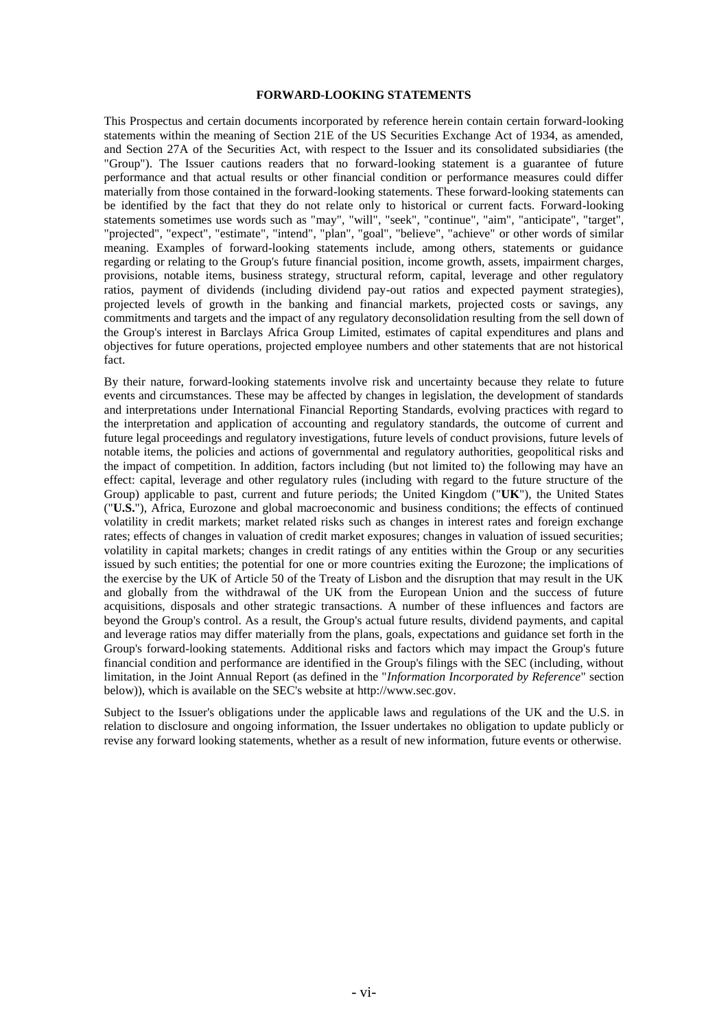## FORWARD-LOOKING STATEMENTS

This Prospectus and certain documents incorporated by reference herein contain certain forward-looking statements within the meaning of Section 21E of the US Securities Exchange Act of 1934, as amended, and Section 27A of the Securities Act, with respect to the Issuer and its consolidated subsidiaries (the "Group"). The Issuer cautions readers that no forward-looking statement is a guarantee of future performance and that actual results or other financial condition or performance measures could differ materially from those contained in the forward-looking statements. These forward-looking statements can be identified by the fact that they do not relate only to historical or current facts. Forward-looking statements sometimes use words such as "may", "will", "seek", "continue", "aim", "anticipate", "target", "projected", "expect", "estimate", "intend", "plan", "goal", "believe", "achieve" or other words of similar meaning. Examples of forward-looking statements include, among others, statements or guidance regarding or relating to the Group's future financial position, income growth, assets, impairment charges, provisions, notable items, business strategy, structural reform, capital, leverage and other regulatory ratios, payment of dividends (including dividend pay-out ratios and expected payment strategies), projected levels of growth in the banking and financial markets, projected costs or savings, any commitments and targets and the impact of any regulatory deconsolidation resulting from the sell down of the Group's interest in Barclays Africa Group Limited, estimates of capital expenditures and plans and objectives for future operations, projected employee numbers and other statements that are not historical fact.

By their nature, forward-looking statements involve risk and uncertainty because they relate to future events and circumstances. These may be affected by changes in legislation, the development of standards and interpretations under International Financial Reporting Standards, evolving practices with regard to the interpretation and application of accounting and regulatory standards, the outcome of current and future legal proceedings and regulatory investigations, future levels of conduct provisions, future levels of notable items, the policies and actions of governmental and regulatory authorities, geopolitical risks and the impact of competition. In addition, factors including (but not limited to) the following may have an effect: capital, leverage and other regulatory rules (including with regard to the future structure of the Group) applicable to past, current and future periods; the United Kingdom ("**UK**"), the United States ("**U.S.**"), Africa, Eurozone and global macroeconomic and business conditions; the effects of continued volatility in credit markets; market related risks such as changes in interest rates and foreign exchange rates; effects of changes in valuation of credit market exposures; changes in valuation of issued securities; volatility in capital markets; changes in credit ratings of any entities within the Group or any securities issued by such entities; the potential for one or more countries exiting the Eurozone; the implications of the exercise by the UK of Article 50 of the Treaty of Lisbon and the disruption that may result in the UK and globally from the withdrawal of the UK from the European Union and the success of future acquisitions, disposals and other strategic transactions. A number of these influences and factors are beyond the Group's control. As a result, the Group's actual future results, dividend payments, and capital and leverage ratios may differ materially from the plans, goals, expectations and guidance set forth in the Group's forward-looking statements. Additional risks and factors which may impact the Group's future financial condition and performance are identified in the Group's filings with the SEC (including, without limitation, in the Joint Annual Report (as defined in the "*Information Incorporated by Reference*" section below)), which is available on the SEC's website at http://www.sec.gov.

Subject to the Issuer's obligations under the applicable laws and regulations of the UK and the U.S. in relation to disclosure and ongoing information, the Issuer undertakes no obligation to update publicly or revise any forward looking statements, whether as a result of new information, future events or otherwise.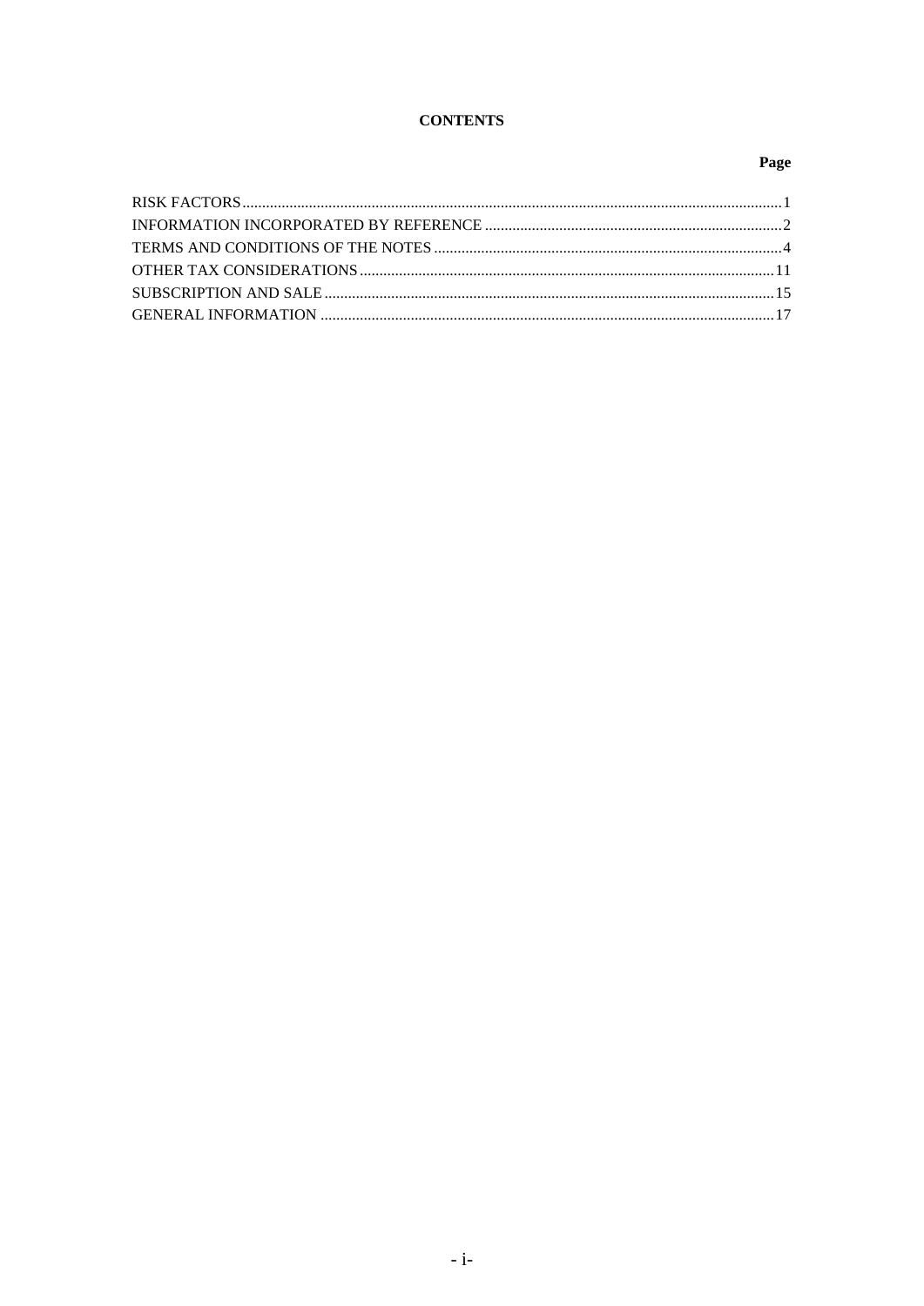**CONTENTS**

| | Page |
|---|---|
| RISK FACTORS | 1 |
| INFORMATION INCORPORATED BY REFERENCE | 2 |
| TERMS AND CONDITIONS OF THE NOTES | 4 |
| OTHER TAX CONSIDERATIONS | 11 |
| SUBSCRIPTION AND SALE | 15 |
| GENERAL INFORMATION | 17 |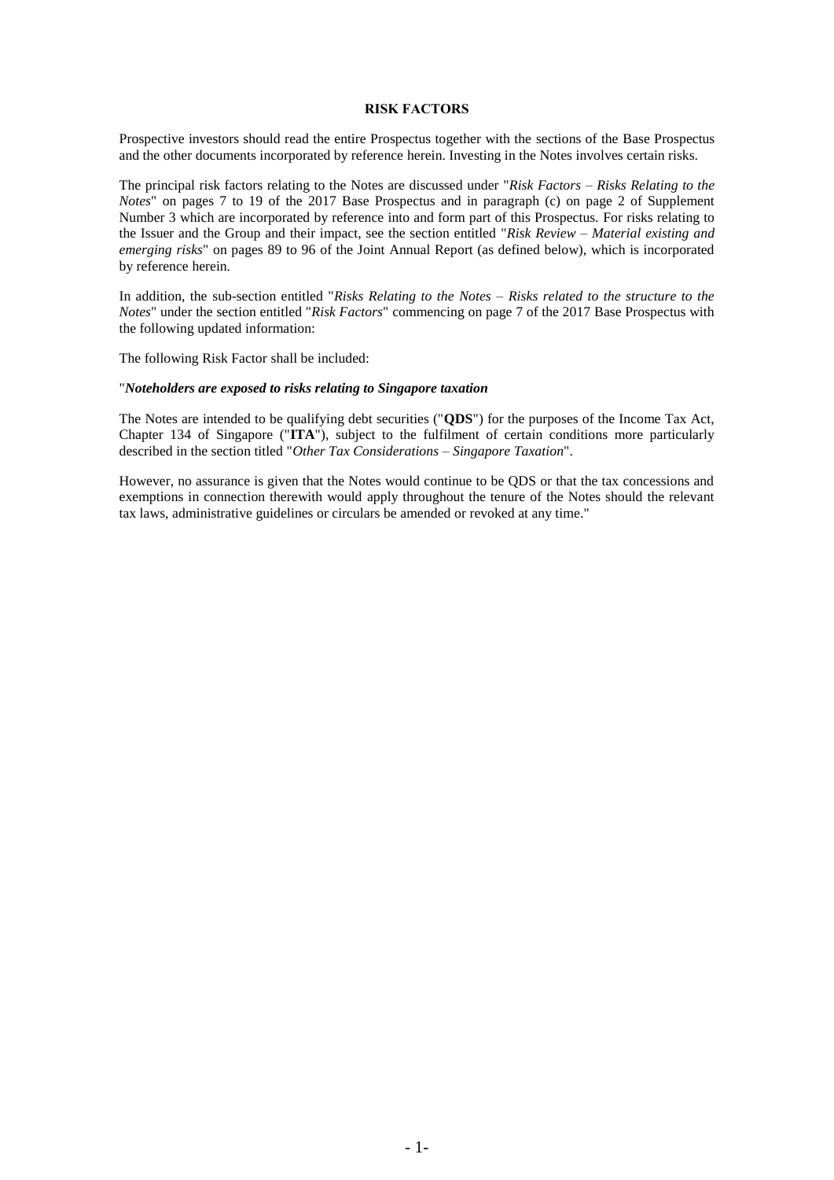## RISK FACTORS

Prospective investors should read the entire Prospectus together with the sections of the Base Prospectus and the other documents incorporated by reference herein. Investing in the Notes involves certain risks.

The principal risk factors relating to the Notes are discussed under "*Risk Factors – Risks Relating to the Notes*" on pages 7 to 19 of the 2017 Base Prospectus and in paragraph (c) on page 2 of Supplement Number 3 which are incorporated by reference into and form part of this Prospectus. For risks relating to the Issuer and the Group and their impact, see the section entitled "*Risk Review – Material existing and emerging risks*" on pages 89 to 96 of the Joint Annual Report (as defined below), which is incorporated by reference herein.

In addition, the sub-section entitled "*Risks Relating to the Notes – Risks related to the structure to the Notes*" under the section entitled "*Risk Factors*" commencing on page 7 of the 2017 Base Prospectus with the following updated information:

The following Risk Factor shall be included:

"***Noteholders are exposed to risks relating to Singapore taxation***

The Notes are intended to be qualifying debt securities ("**QDS**") for the purposes of the Income Tax Act, Chapter 134 of Singapore ("**ITA**"), subject to the fulfilment of certain conditions more particularly described in the section titled "*Other Tax Considerations – Singapore Taxation*".

However, no assurance is given that the Notes would continue to be QDS or that the tax concessions and exemptions in connection therewith would apply throughout the tenure of the Notes should the relevant tax laws, administrative guidelines or circulars be amended or revoked at any time."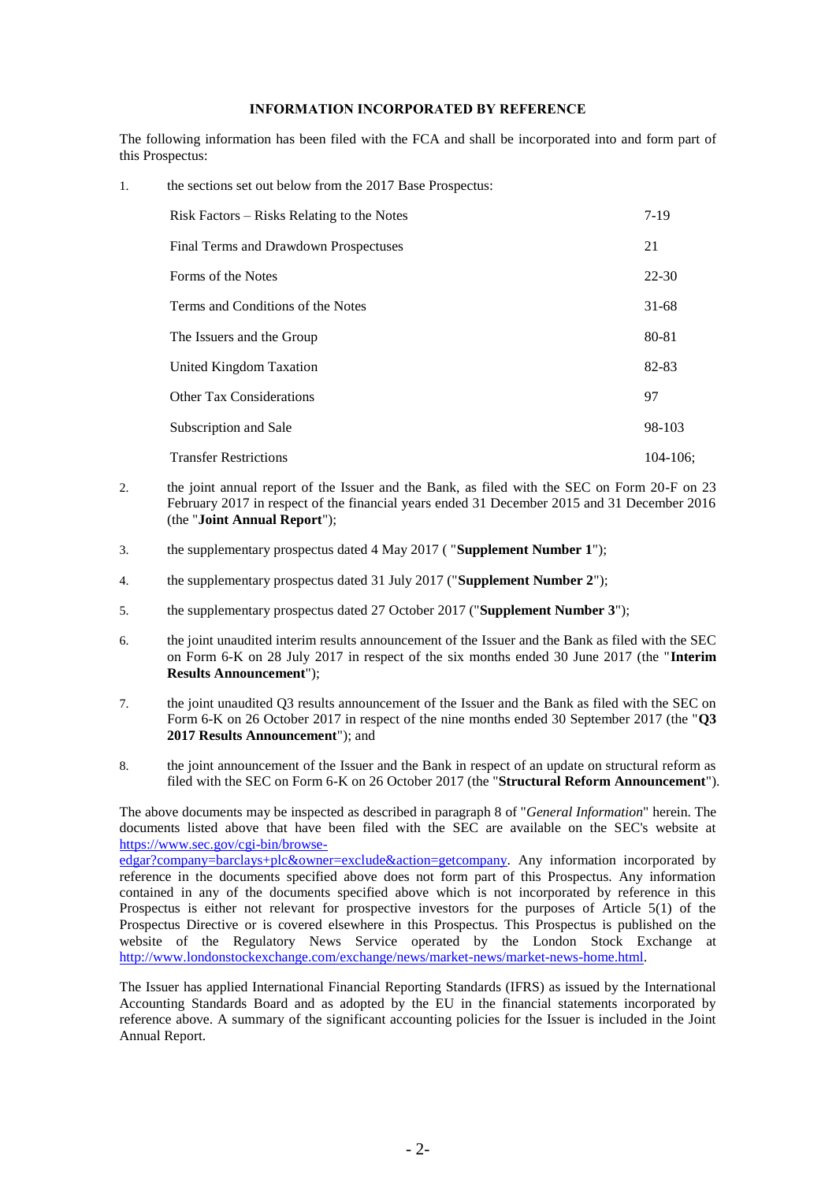## INFORMATION INCORPORATED BY REFERENCE

The following information has been filed with the FCA and shall be incorporated into and form part of this Prospectus:

1. the sections set out below from the 2017 Base Prospectus:

| | |
|---|---|
| Risk Factors – Risks Relating to the Notes | 7-19 |
| Final Terms and Drawdown Prospectuses | 21 |
| Forms of the Notes | 22-30 |
| Terms and Conditions of the Notes | 31-68 |
| The Issuers and the Group | 80-81 |
| United Kingdom Taxation | 82-83 |
| Other Tax Considerations | 97 |
| Subscription and Sale | 98-103 |
| Transfer Restrictions | 104-106; |

2. the joint annual report of the Issuer and the Bank, as filed with the SEC on Form 20-F on 23 February 2017 in respect of the financial years ended 31 December 2015 and 31 December 2016 (the "**Joint Annual Report**");

3. the supplementary prospectus dated 4 May 2017 ( "**Supplement Number 1**");

4. the supplementary prospectus dated 31 July 2017 ("**Supplement Number 2**");

5. the supplementary prospectus dated 27 October 2017 ("**Supplement Number 3**");

6. the joint unaudited interim results announcement of the Issuer and the Bank as filed with the SEC on Form 6-K on 28 July 2017 in respect of the six months ended 30 June 2017 (the "**Interim Results Announcement**");

7. the joint unaudited Q3 results announcement of the Issuer and the Bank as filed with the SEC on Form 6-K on 26 October 2017 in respect of the nine months ended 30 September 2017 (the "**Q3 2017 Results Announcement**"); and

8. the joint announcement of the Issuer and the Bank in respect of an update on structural reform as filed with the SEC on Form 6-K on 26 October 2017 (the "**Structural Reform Announcement**").

The above documents may be inspected as described in paragraph 8 of "*General Information*" herein. The documents listed above that have been filed with the SEC are available on the SEC's website at https://www.sec.gov/cgi-bin/browse-edgar?company=barclays+plc&owner=exclude&action=getcompany. Any information incorporated by reference in the documents specified above does not form part of this Prospectus. Any information contained in any of the documents specified above which is not incorporated by reference in this Prospectus is either not relevant for prospective investors for the purposes of Article 5(1) of the Prospectus Directive or is covered elsewhere in this Prospectus. This Prospectus is published on the website of the Regulatory News Service operated by the London Stock Exchange at http://www.londonstockexchange.com/exchange/news/market-news/market-news-home.html.

The Issuer has applied International Financial Reporting Standards (IFRS) as issued by the International Accounting Standards Board and as adopted by the EU in the financial statements incorporated by reference above. A summary of the significant accounting policies for the Issuer is included in the Joint Annual Report.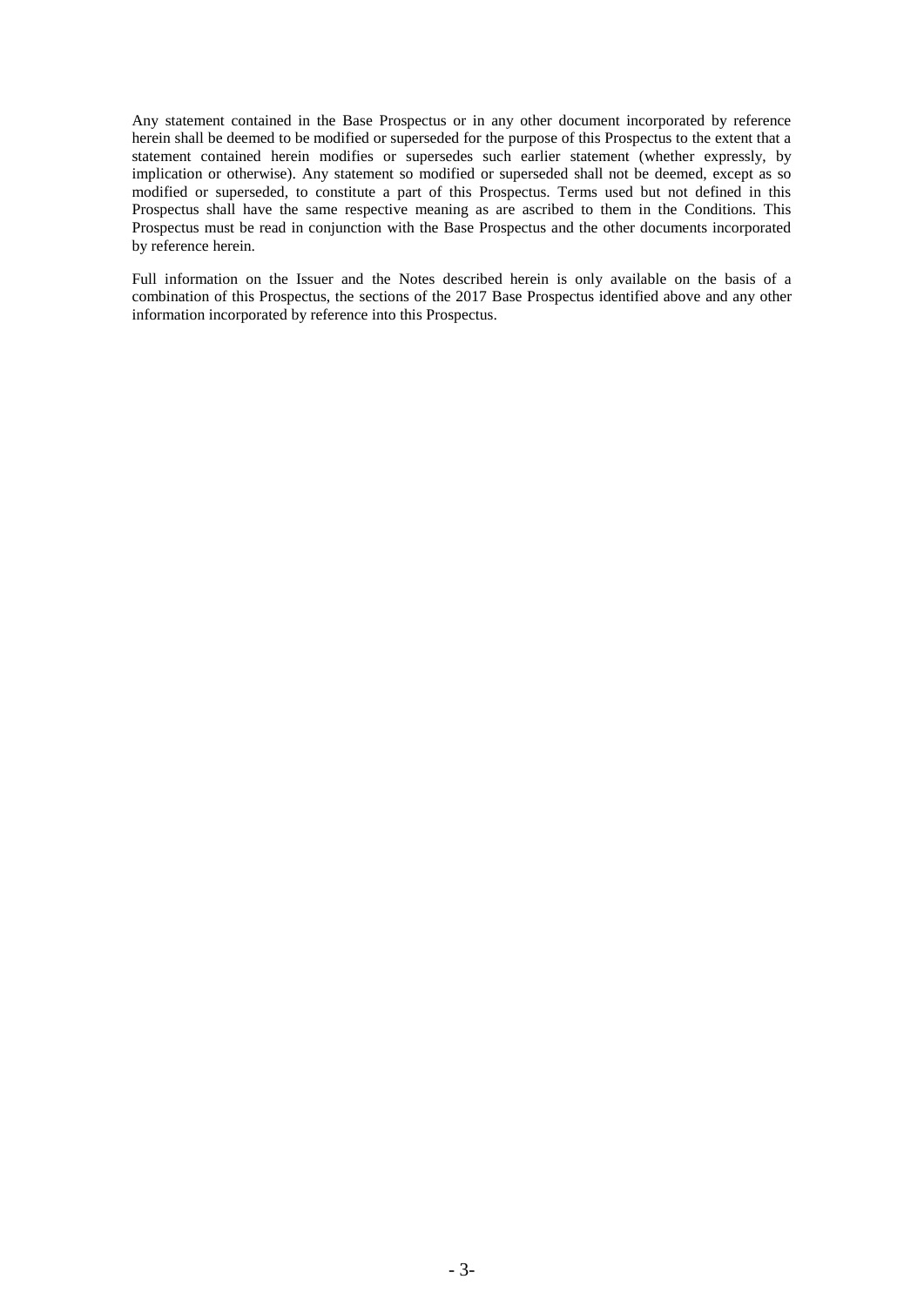Any statement contained in the Base Prospectus or in any other document incorporated by reference herein shall be deemed to be modified or superseded for the purpose of this Prospectus to the extent that a statement contained herein modifies or supersedes such earlier statement (whether expressly, by implication or otherwise). Any statement so modified or superseded shall not be deemed, except as so modified or superseded, to constitute a part of this Prospectus. Terms used but not defined in this Prospectus shall have the same respective meaning as are ascribed to them in the Conditions. This Prospectus must be read in conjunction with the Base Prospectus and the other documents incorporated by reference herein.

Full information on the Issuer and the Notes described herein is only available on the basis of a combination of this Prospectus, the sections of the 2017 Base Prospectus identified above and any other information incorporated by reference into this Prospectus.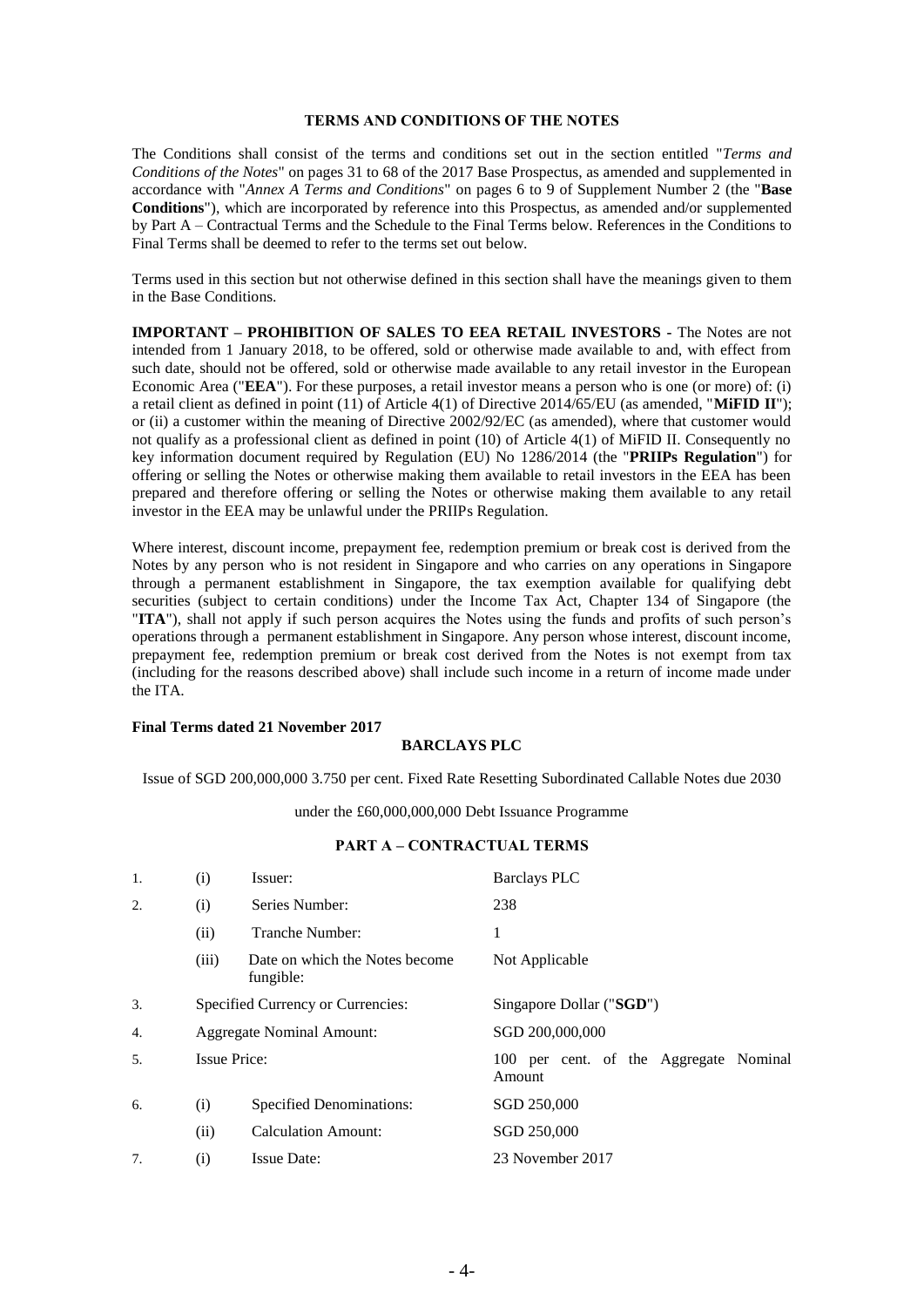## TERMS AND CONDITIONS OF THE NOTES

The Conditions shall consist of the terms and conditions set out in the section entitled "*Terms and Conditions of the Notes*" on pages 31 to 68 of the 2017 Base Prospectus, as amended and supplemented in accordance with "*Annex A Terms and Conditions*" on pages 6 to 9 of Supplement Number 2 (the "**Base Conditions**"), which are incorporated by reference into this Prospectus, as amended and/or supplemented by Part A – Contractual Terms and the Schedule to the Final Terms below. References in the Conditions to Final Terms shall be deemed to refer to the terms set out below.

Terms used in this section but not otherwise defined in this section shall have the meanings given to them in the Base Conditions.

**IMPORTANT – PROHIBITION OF SALES TO EEA RETAIL INVESTORS -** The Notes are not intended from 1 January 2018, to be offered, sold or otherwise made available to and, with effect from such date, should not be offered, sold or otherwise made available to any retail investor in the European Economic Area ("**EEA**"). For these purposes, a retail investor means a person who is one (or more) of: (i) a retail client as defined in point (11) of Article 4(1) of Directive 2014/65/EU (as amended, "**MiFID II**"); or (ii) a customer within the meaning of Directive 2002/92/EC (as amended), where that customer would not qualify as a professional client as defined in point (10) of Article 4(1) of MiFID II. Consequently no key information document required by Regulation (EU) No 1286/2014 (the "**PRIIPs Regulation**") for offering or selling the Notes or otherwise making them available to retail investors in the EEA has been prepared and therefore offering or selling the Notes or otherwise making them available to any retail investor in the EEA may be unlawful under the PRIIPs Regulation.

Where interest, discount income, prepayment fee, redemption premium or break cost is derived from the Notes by any person who is not resident in Singapore and who carries on any operations in Singapore through a permanent establishment in Singapore, the tax exemption available for qualifying debt securities (subject to certain conditions) under the Income Tax Act, Chapter 134 of Singapore (the "**ITA**"), shall not apply if such person acquires the Notes using the funds and profits of such person's operations through a permanent establishment in Singapore. Any person whose interest, discount income, prepayment fee, redemption premium or break cost derived from the Notes is not exempt from tax (including for the reasons described above) shall include such income in a return of income made under the ITA.

**Final Terms dated 21 November 2017**

**BARCLAYS PLC**

Issue of SGD 200,000,000 3.750 per cent. Fixed Rate Resetting Subordinated Callable Notes due 2030

under the £60,000,000,000 Debt Issuance Programme

### PART A – CONTRACTUAL TERMS

| | | | |
|---|---|---|---|
| 1. | (i) | Issuer: | Barclays PLC |
| 2. | (i) | Series Number: | 238 |
| | (ii) | Tranche Number: | 1 |
| | (iii) | Date on which the Notes become fungible: | Not Applicable |
| 3. | | Specified Currency or Currencies: | Singapore Dollar ("**SGD**") |
| 4. | | Aggregate Nominal Amount: | SGD 200,000,000 |
| 5. | | Issue Price: | 100 per cent. of the Aggregate Nominal Amount |
| 6. | (i) | Specified Denominations: | SGD 250,000 |
| | (ii) | Calculation Amount: | SGD 250,000 |
| 7. | (i) | Issue Date: | 23 November 2017 |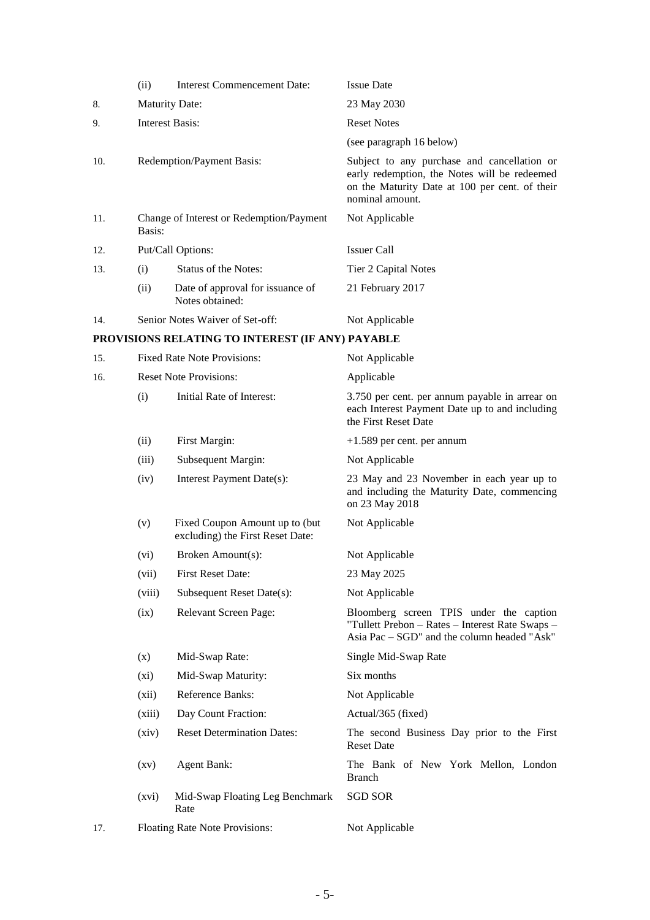| | | | |
|---|---|---|---|
| | (ii) | Interest Commencement Date: | Issue Date |
| 8. | Maturity Date: | | 23 May 2030 |
| 9. | Interest Basis: | | Reset Notes<br>(see paragraph 16 below) |
| 10. | Redemption/Payment Basis: | | Subject to any purchase and cancellation or early redemption, the Notes will be redeemed on the Maturity Date at 100 per cent. of their nominal amount. |
| 11. | Change of Interest or Redemption/Payment Basis: | | Not Applicable |
| 12. | Put/Call Options: | | Issuer Call |
| 13. | (i) | Status of the Notes: | Tier 2 Capital Notes |
| | (ii) | Date of approval for issuance of Notes obtained: | 21 February 2017 |
| 14. | Senior Notes Waiver of Set-off: | | Not Applicable |

**PROVISIONS RELATING TO INTEREST (IF ANY) PAYABLE**

| | | | |
|---|---|---|---|
| 15. | Fixed Rate Note Provisions: | | Not Applicable |
| 16. | Reset Note Provisions: | | Applicable |
| | (i) | Initial Rate of Interest: | 3.750 per cent. per annum payable in arrear on each Interest Payment Date up to and including the First Reset Date |
| | (ii) | First Margin: | +1.589 per cent. per annum |
| | (iii) | Subsequent Margin: | Not Applicable |
| | (iv) | Interest Payment Date(s): | 23 May and 23 November in each year up to and including the Maturity Date, commencing on 23 May 2018 |
| | (v) | Fixed Coupon Amount up to (but excluding) the First Reset Date: | Not Applicable |
| | (vi) | Broken Amount(s): | Not Applicable |
| | (vii) | First Reset Date: | 23 May 2025 |
| | (viii) | Subsequent Reset Date(s): | Not Applicable |
| | (ix) | Relevant Screen Page: | Bloomberg screen TPIS under the caption "Tullett Prebon – Rates – Interest Rate Swaps – Asia Pac – SGD" and the column headed "Ask" |
| | (x) | Mid-Swap Rate: | Single Mid-Swap Rate |
| | (xi) | Mid-Swap Maturity: | Six months |
| | (xii) | Reference Banks: | Not Applicable |
| | (xiii) | Day Count Fraction: | Actual/365 (fixed) |
| | (xiv) | Reset Determination Dates: | The second Business Day prior to the First Reset Date |
| | (xv) | Agent Bank: | The Bank of New York Mellon, London Branch |
| | (xvi) | Mid-Swap Floating Leg Benchmark Rate | SGD SOR |
| 17. | Floating Rate Note Provisions: | | Not Applicable |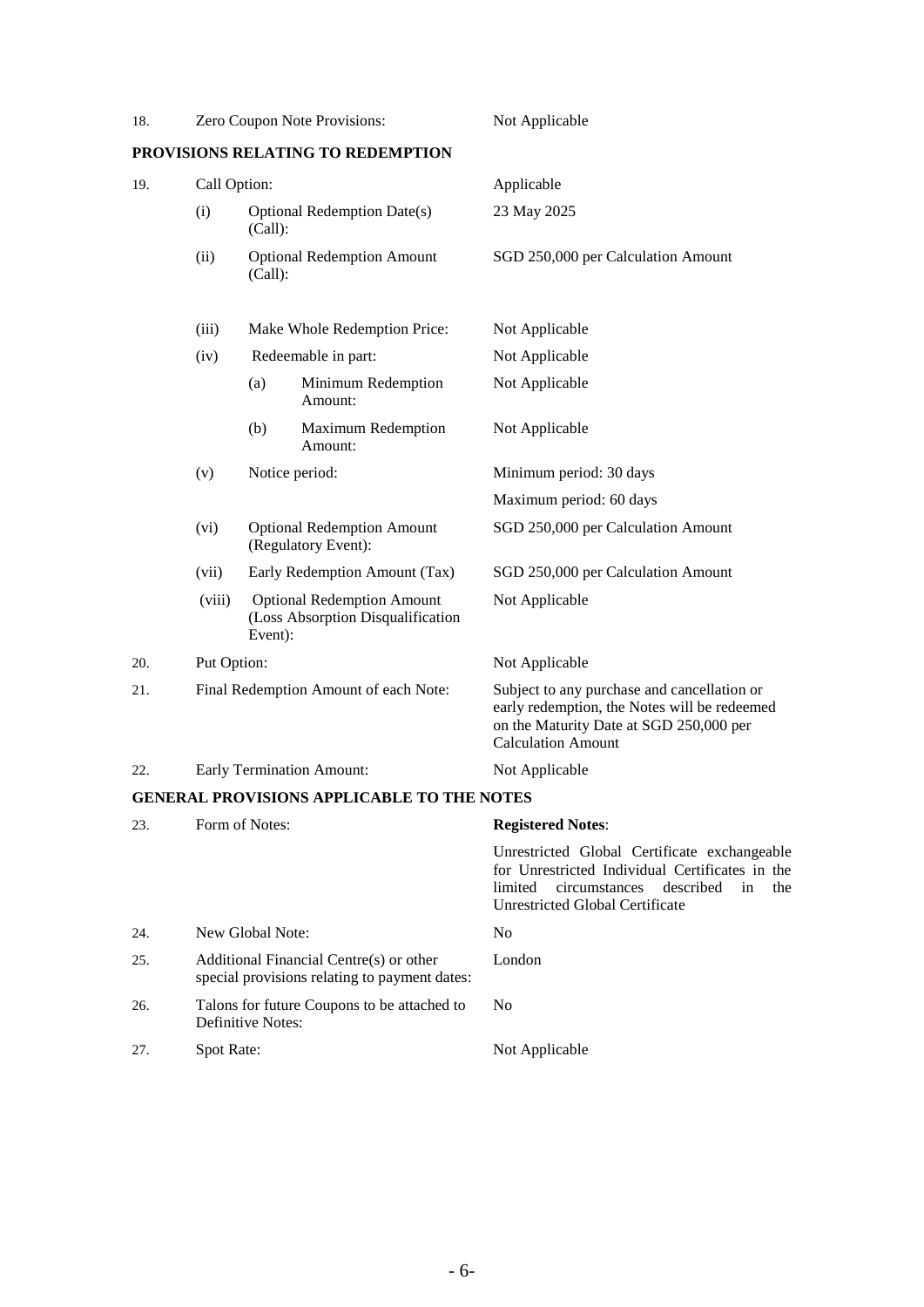| | | | |
|---|---|---|---|
| 18. | Zero Coupon Note Provisions: | | Not Applicable |

**PROVISIONS RELATING TO REDEMPTION**

| | | | |
|---|---|---|---|
| 19. | Call Option: | | Applicable |
| | (i) | Optional Redemption Date(s) (Call): | 23 May 2025 |
| | (ii) | Optional Redemption Amount (Call): | SGD 250,000 per Calculation Amount |
| | (iii) | Make Whole Redemption Price: | Not Applicable |
| | (iv) | Redeemable in part: | Not Applicable |
| | | (a) Minimum Redemption Amount: | Not Applicable |
| | | (b) Maximum Redemption Amount: | Not Applicable |
| | (v) | Notice period: | Minimum period: 30 days<br>Maximum period: 60 days |
| | (vi) | Optional Redemption Amount (Regulatory Event): | SGD 250,000 per Calculation Amount |
| | (vii) | Early Redemption Amount (Tax) | SGD 250,000 per Calculation Amount |
| | (viii) | Optional Redemption Amount (Loss Absorption Disqualification Event): | Not Applicable |
| 20. | Put Option: | | Not Applicable |
| 21. | Final Redemption Amount of each Note: | | Subject to any purchase and cancellation or early redemption, the Notes will be redeemed on the Maturity Date at SGD 250,000 per Calculation Amount |
| 22. | Early Termination Amount: | | Not Applicable |

**GENERAL PROVISIONS APPLICABLE TO THE NOTES**

| | | |
|---|---|---|
| 23. | Form of Notes: | **Registered Notes**:<br>Unrestricted Global Certificate exchangeable for Unrestricted Individual Certificates in the limited circumstances described in the Unrestricted Global Certificate |
| 24. | New Global Note: | No |
| 25. | Additional Financial Centre(s) or other special provisions relating to payment dates: | London |
| 26. | Talons for future Coupons to be attached to Definitive Notes: | No |
| 27. | Spot Rate: | Not Applicable |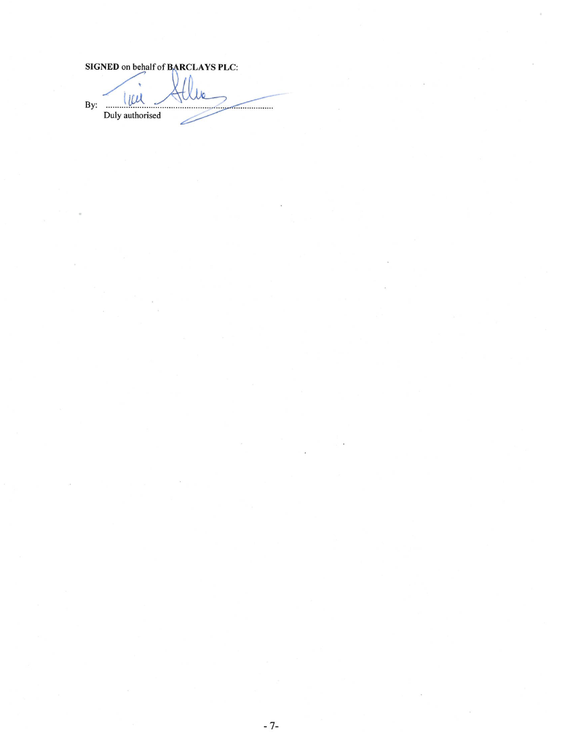**SIGNED** on behalf of **BARCLAYS PLC**:

By: .............................................................................................

Duly authorised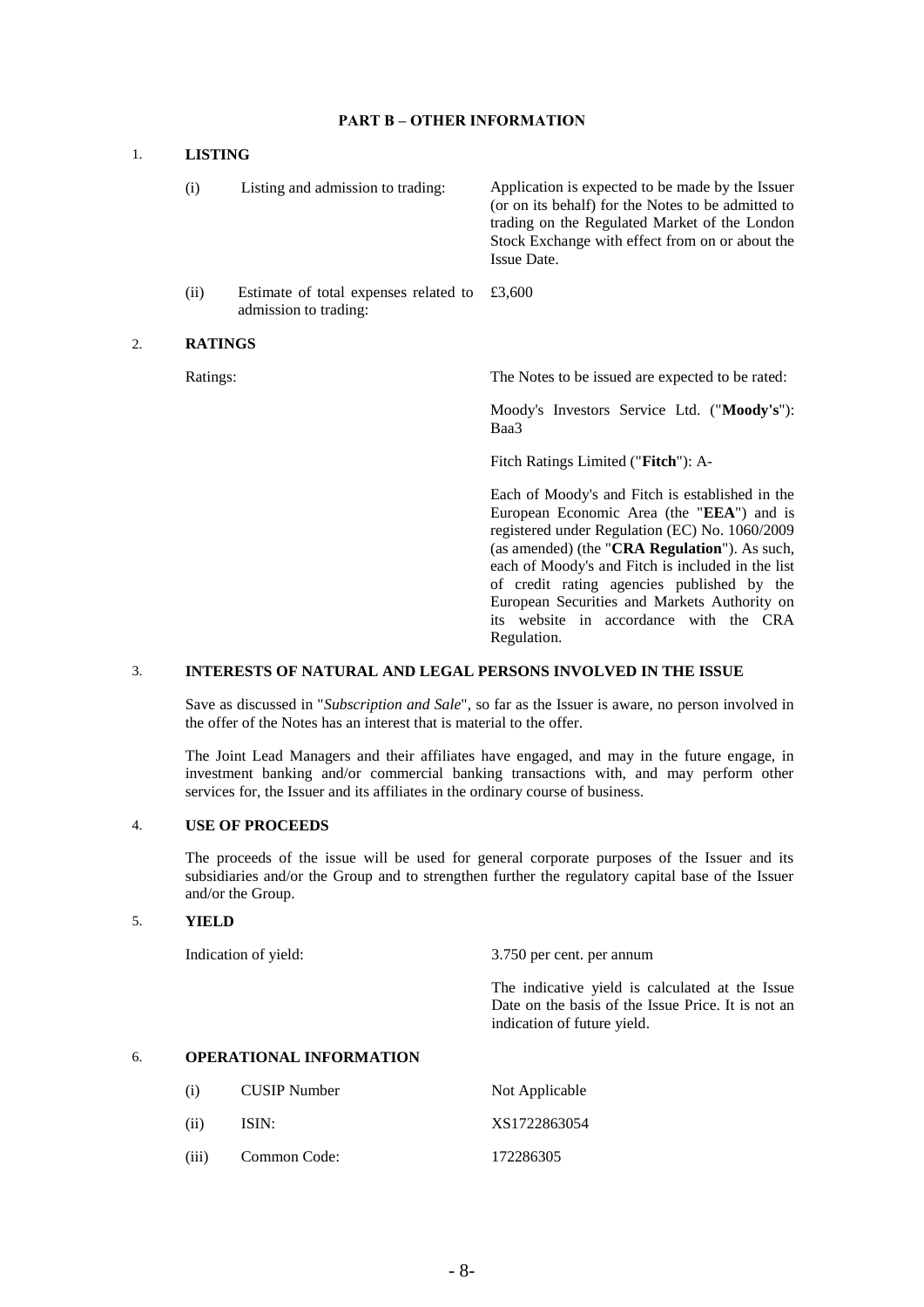## PART B – OTHER INFORMATION

### 1. LISTING

| | | |
|---|---|---|
| (i) | Listing and admission to trading: | Application is expected to be made by the Issuer (or on its behalf) for the Notes to be admitted to trading on the Regulated Market of the London Stock Exchange with effect from on or about the Issue Date. |
| (ii) | Estimate of total expenses related to admission to trading: | £3,600 |

### 2. RATINGS

Ratings: The Notes to be issued are expected to be rated:

Moody's Investors Service Ltd. ("**Moody's**"): Baa3

Fitch Ratings Limited ("**Fitch**"): A-

Each of Moody's and Fitch is established in the European Economic Area (the "**EEA**") and is registered under Regulation (EC) No. 1060/2009 (as amended) (the "**CRA Regulation**"). As such, each of Moody's and Fitch is included in the list of credit rating agencies published by the European Securities and Markets Authority on its website in accordance with the CRA Regulation.

### 3. INTERESTS OF NATURAL AND LEGAL PERSONS INVOLVED IN THE ISSUE

Save as discussed in "*Subscription and Sale*", so far as the Issuer is aware, no person involved in the offer of the Notes has an interest that is material to the offer.

The Joint Lead Managers and their affiliates have engaged, and may in the future engage, in investment banking and/or commercial banking transactions with, and may perform other services for, the Issuer and its affiliates in the ordinary course of business.

### 4. USE OF PROCEEDS

The proceeds of the issue will be used for general corporate purposes of the Issuer and its subsidiaries and/or the Group and to strengthen further the regulatory capital base of the Issuer and/or the Group.

### 5. YIELD

Indication of yield: 3.750 per cent. per annum

The indicative yield is calculated at the Issue Date on the basis of the Issue Price. It is not an indication of future yield.

### 6. OPERATIONAL INFORMATION

| | | |
|---|---|---|
| (i) | CUSIP Number | Not Applicable |
| (ii) | ISIN: | XS1722863054 |
| (iii) | Common Code: | 172286305 |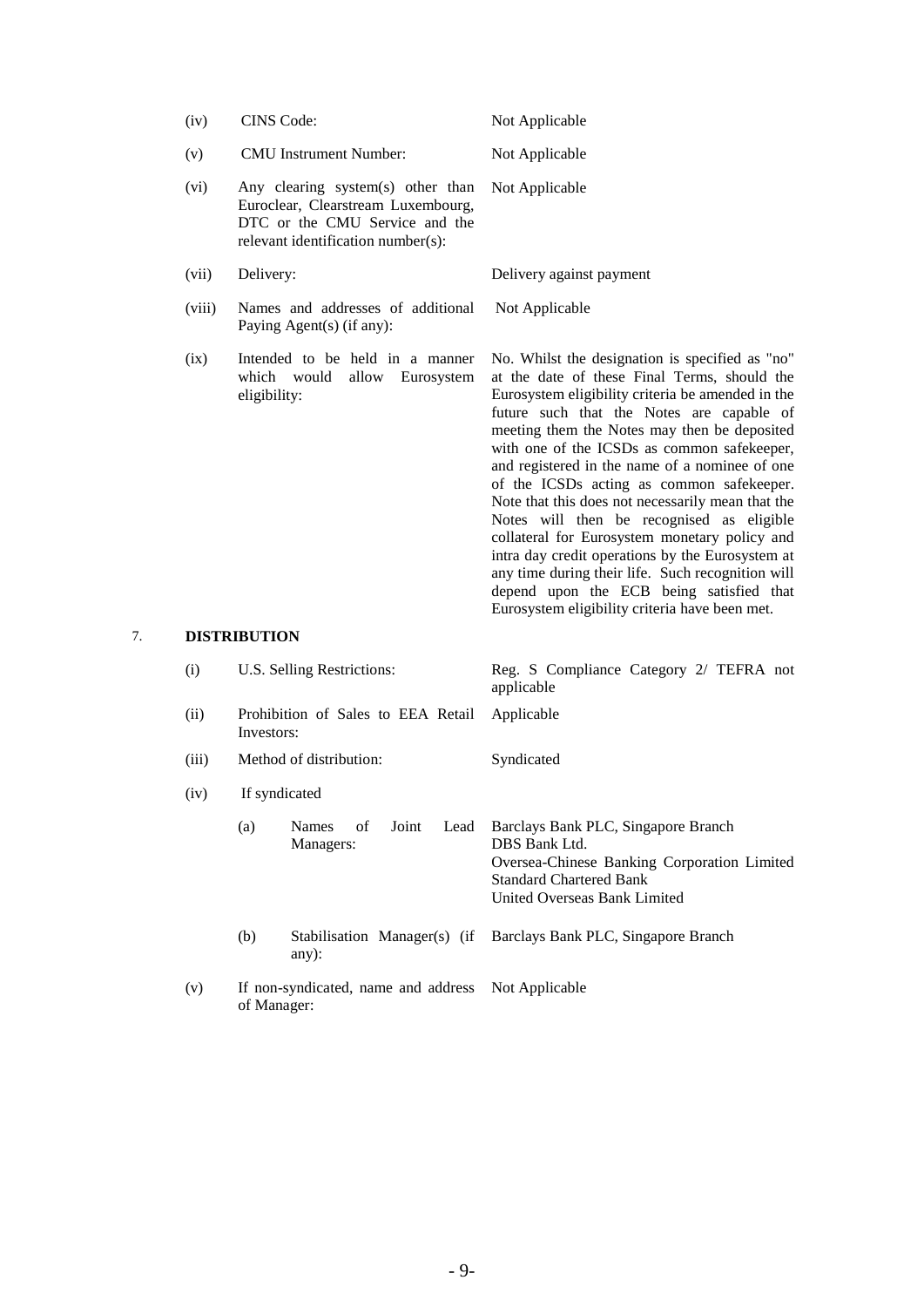| | | |
|---|---|---|
| (iv) | CINS Code: | Not Applicable |
| (v) | CMU Instrument Number: | Not Applicable |
| (vi) | Any clearing system(s) other than Euroclear, Clearstream Luxembourg, DTC or the CMU Service and the relevant identification number(s): | Not Applicable |
| (vii) | Delivery: | Delivery against payment |
| (viii) | Names and addresses of additional Paying Agent(s) (if any): | Not Applicable |
| (ix) | Intended to be held in a manner which would allow Eurosystem eligibility: | No. Whilst the designation is specified as "no" at the date of these Final Terms, should the Eurosystem eligibility criteria be amended in the future such that the Notes are capable of meeting them the Notes may then be deposited with one of the ICSDs as common safekeeper, and registered in the name of a nominee of one of the ICSDs acting as common safekeeper. Note that this does not necessarily mean that the Notes will then be recognised as eligible collateral for Eurosystem monetary policy and intra day credit operations by the Eurosystem at any time during their life. Such recognition will depend upon the ECB being satisfied that Eurosystem eligibility criteria have been met. |

## 7. DISTRIBUTION

| | | |
|---|---|---|
| (i) | U.S. Selling Restrictions: | Reg. S Compliance Category 2/ TEFRA not applicable |
| (ii) | Prohibition of Sales to EEA Retail Investors: | Applicable |
| (iii) | Method of distribution: | Syndicated |
| (iv) | If syndicated | |
| | (a) Names of Joint Lead Managers: | Barclays Bank PLC, Singapore Branch<br>DBS Bank Ltd.<br>Oversea-Chinese Banking Corporation Limited<br>Standard Chartered Bank<br>United Overseas Bank Limited |
| | (b) Stabilisation Manager(s) (if any): | Barclays Bank PLC, Singapore Branch |
| (v) | If non-syndicated, name and address of Manager: | Not Applicable |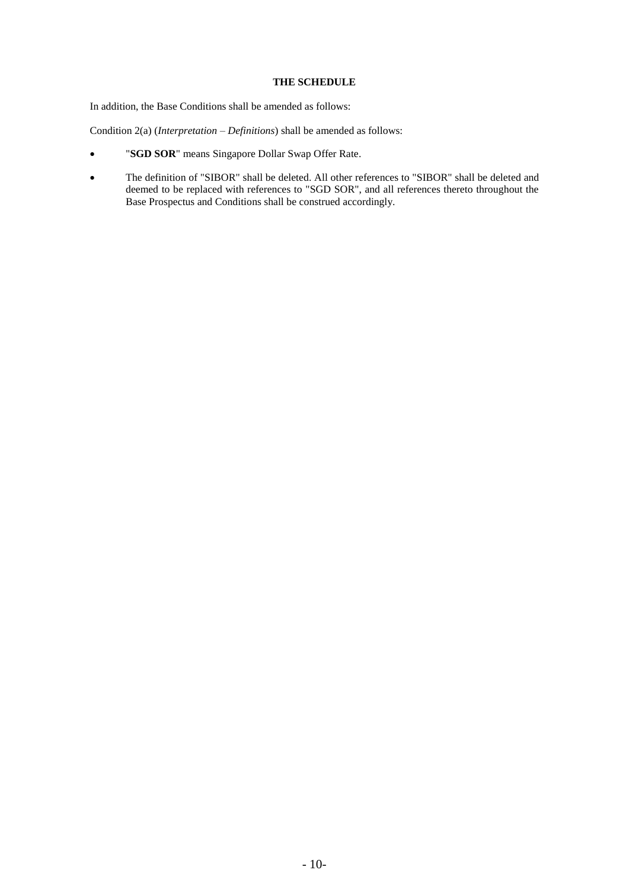**THE SCHEDULE**

In addition, the Base Conditions shall be amended as follows:

Condition 2(a) (*Interpretation – Definitions*) shall be amended as follows:

- "**SGD SOR**" means Singapore Dollar Swap Offer Rate.
- The definition of "SIBOR" shall be deleted. All other references to "SIBOR" shall be deleted and deemed to be replaced with references to "SGD SOR", and all references thereto throughout the Base Prospectus and Conditions shall be construed accordingly.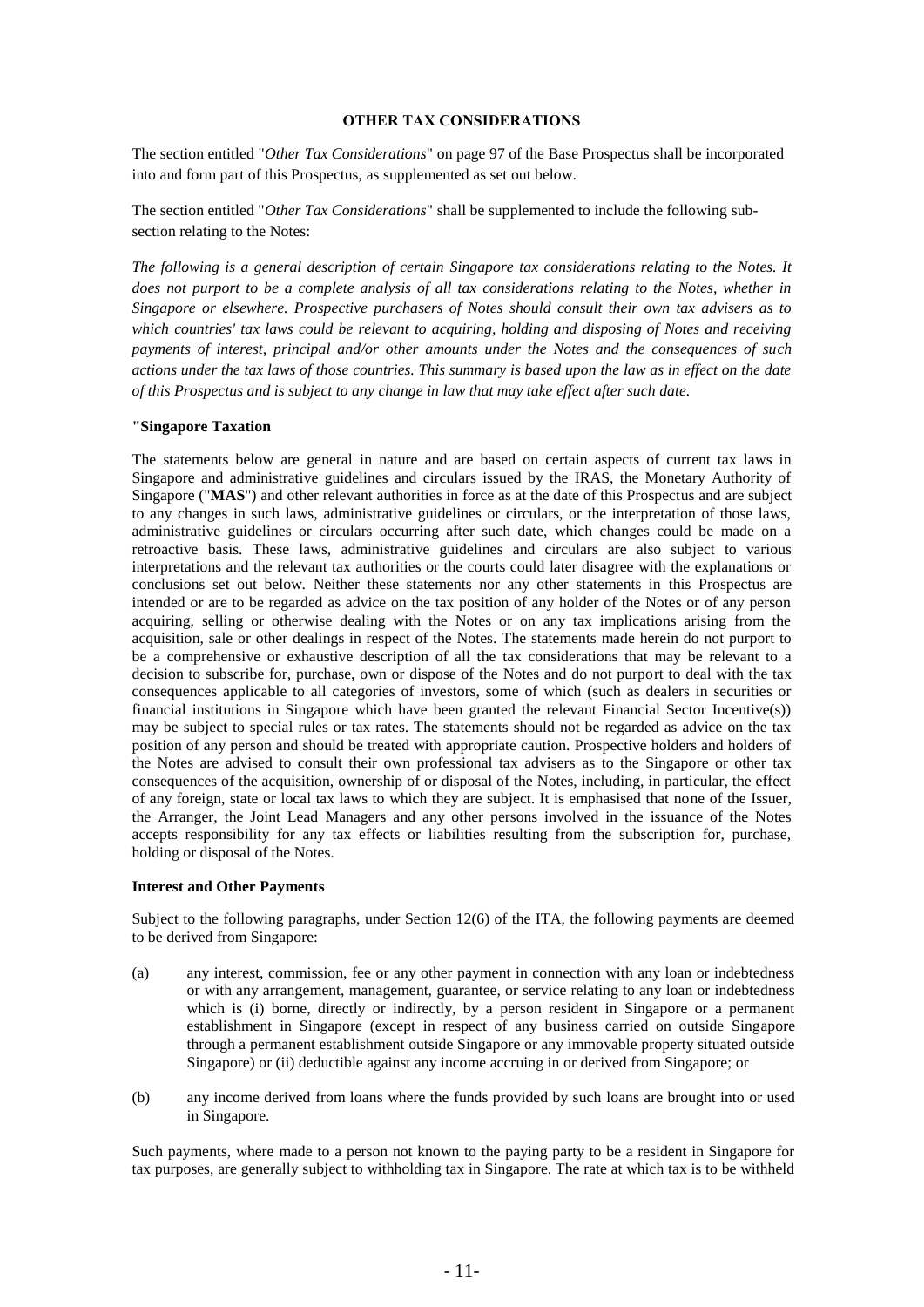## OTHER TAX CONSIDERATIONS

The section entitled "*Other Tax Considerations*" on page 97 of the Base Prospectus shall be incorporated into and form part of this Prospectus, as supplemented as set out below.

The section entitled "*Other Tax Considerations*" shall be supplemented to include the following sub-section relating to the Notes:

*The following is a general description of certain Singapore tax considerations relating to the Notes. It does not purport to be a complete analysis of all tax considerations relating to the Notes, whether in Singapore or elsewhere. Prospective purchasers of Notes should consult their own tax advisers as to which countries' tax laws could be relevant to acquiring, holding and disposing of Notes and receiving payments of interest, principal and/or other amounts under the Notes and the consequences of such actions under the tax laws of those countries. This summary is based upon the law as in effect on the date of this Prospectus and is subject to any change in law that may take effect after such date.*

**"Singapore Taxation**

The statements below are general in nature and are based on certain aspects of current tax laws in Singapore and administrative guidelines and circulars issued by the IRAS, the Monetary Authority of Singapore ("**MAS**") and other relevant authorities in force as at the date of this Prospectus and are subject to any changes in such laws, administrative guidelines or circulars, or the interpretation of those laws, administrative guidelines or circulars occurring after such date, which changes could be made on a retroactive basis. These laws, administrative guidelines and circulars are also subject to various interpretations and the relevant tax authorities or the courts could later disagree with the explanations or conclusions set out below. Neither these statements nor any other statements in this Prospectus are intended or are to be regarded as advice on the tax position of any holder of the Notes or of any person acquiring, selling or otherwise dealing with the Notes or on any tax implications arising from the acquisition, sale or other dealings in respect of the Notes. The statements made herein do not purport to be a comprehensive or exhaustive description of all the tax considerations that may be relevant to a decision to subscribe for, purchase, own or dispose of the Notes and do not purport to deal with the tax consequences applicable to all categories of investors, some of which (such as dealers in securities or financial institutions in Singapore which have been granted the relevant Financial Sector Incentive(s)) may be subject to special rules or tax rates. The statements should not be regarded as advice on the tax position of any person and should be treated with appropriate caution. Prospective holders and holders of the Notes are advised to consult their own professional tax advisers as to the Singapore or other tax consequences of the acquisition, ownership of or disposal of the Notes, including, in particular, the effect of any foreign, state or local tax laws to which they are subject. It is emphasised that none of the Issuer, the Arranger, the Joint Lead Managers and any other persons involved in the issuance of the Notes accepts responsibility for any tax effects or liabilities resulting from the subscription for, purchase, holding or disposal of the Notes.

**Interest and Other Payments**

Subject to the following paragraphs, under Section 12(6) of the ITA, the following payments are deemed to be derived from Singapore:

(a) any interest, commission, fee or any other payment in connection with any loan or indebtedness or with any arrangement, management, guarantee, or service relating to any loan or indebtedness which is (i) borne, directly or indirectly, by a person resident in Singapore or a permanent establishment in Singapore (except in respect of any business carried on outside Singapore through a permanent establishment outside Singapore or any immovable property situated outside Singapore) or (ii) deductible against any income accruing in or derived from Singapore; or

(b) any income derived from loans where the funds provided by such loans are brought into or used in Singapore.

Such payments, where made to a person not known to the paying party to be a resident in Singapore for tax purposes, are generally subject to withholding tax in Singapore. The rate at which tax is to be withheld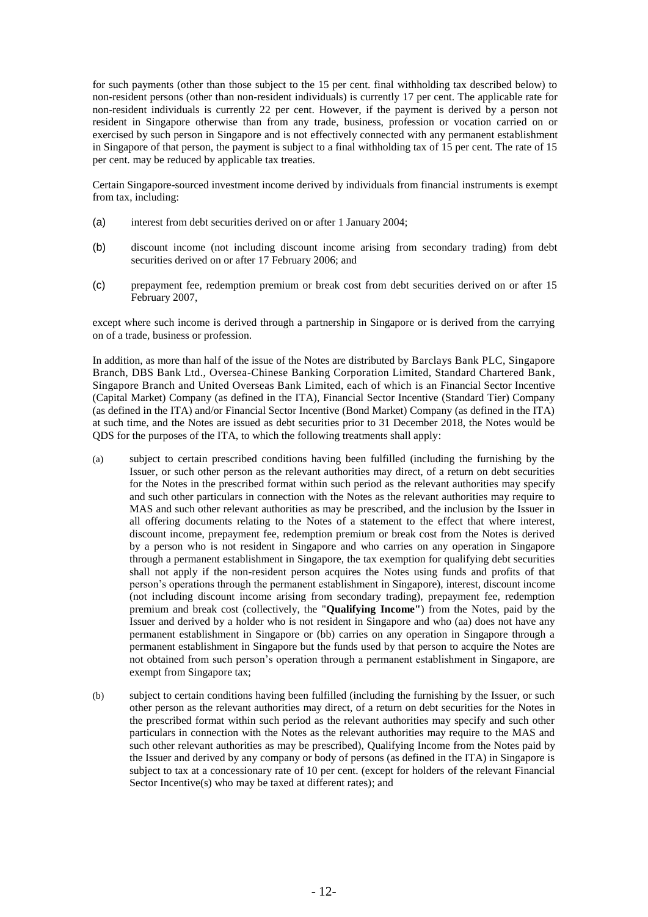for such payments (other than those subject to the 15 per cent. final withholding tax described below) to non-resident persons (other than non-resident individuals) is currently 17 per cent. The applicable rate for non-resident individuals is currently 22 per cent. However, if the payment is derived by a person not resident in Singapore otherwise than from any trade, business, profession or vocation carried on or exercised by such person in Singapore and is not effectively connected with any permanent establishment in Singapore of that person, the payment is subject to a final withholding tax of 15 per cent. The rate of 15 per cent. may be reduced by applicable tax treaties.

Certain Singapore-sourced investment income derived by individuals from financial instruments is exempt from tax, including:

(a) interest from debt securities derived on or after 1 January 2004;

(b) discount income (not including discount income arising from secondary trading) from debt securities derived on or after 17 February 2006; and

(c) prepayment fee, redemption premium or break cost from debt securities derived on or after 15 February 2007,

except where such income is derived through a partnership in Singapore or is derived from the carrying on of a trade, business or profession.

In addition, as more than half of the issue of the Notes are distributed by Barclays Bank PLC, Singapore Branch, DBS Bank Ltd., Oversea-Chinese Banking Corporation Limited, Standard Chartered Bank, Singapore Branch and United Overseas Bank Limited, each of which is an Financial Sector Incentive (Capital Market) Company (as defined in the ITA), Financial Sector Incentive (Standard Tier) Company (as defined in the ITA) and/or Financial Sector Incentive (Bond Market) Company (as defined in the ITA) at such time, and the Notes are issued as debt securities prior to 31 December 2018, the Notes would be QDS for the purposes of the ITA, to which the following treatments shall apply:

(a) subject to certain prescribed conditions having been fulfilled (including the furnishing by the Issuer, or such other person as the relevant authorities may direct, of a return on debt securities for the Notes in the prescribed format within such period as the relevant authorities may specify and such other particulars in connection with the Notes as the relevant authorities may require to MAS and such other relevant authorities as may be prescribed, and the inclusion by the Issuer in all offering documents relating to the Notes of a statement to the effect that where interest, discount income, prepayment fee, redemption premium or break cost from the Notes is derived by a person who is not resident in Singapore and who carries on any operation in Singapore through a permanent establishment in Singapore, the tax exemption for qualifying debt securities shall not apply if the non-resident person acquires the Notes using funds and profits of that person's operations through the permanent establishment in Singapore), interest, discount income (not including discount income arising from secondary trading), prepayment fee, redemption premium and break cost (collectively, the "**Qualifying Income**") from the Notes, paid by the Issuer and derived by a holder who is not resident in Singapore and who (aa) does not have any permanent establishment in Singapore or (bb) carries on any operation in Singapore through a permanent establishment in Singapore but the funds used by that person to acquire the Notes are not obtained from such person's operation through a permanent establishment in Singapore, are exempt from Singapore tax;

(b) subject to certain conditions having been fulfilled (including the furnishing by the Issuer, or such other person as the relevant authorities may direct, of a return on debt securities for the Notes in the prescribed format within such period as the relevant authorities may specify and such other particulars in connection with the Notes as the relevant authorities may require to the MAS and such other relevant authorities as may be prescribed), Qualifying Income from the Notes paid by the Issuer and derived by any company or body of persons (as defined in the ITA) in Singapore is subject to tax at a concessionary rate of 10 per cent. (except for holders of the relevant Financial Sector Incentive(s) who may be taxed at different rates); and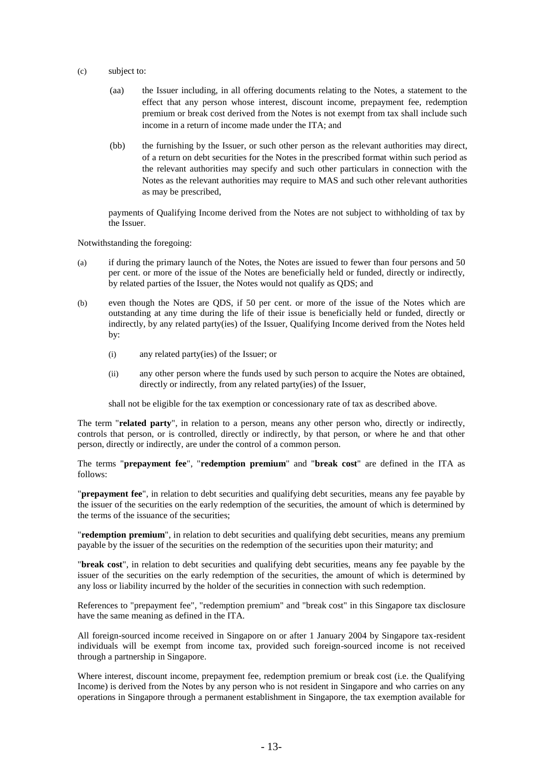(c) subject to:

(aa) the Issuer including, in all offering documents relating to the Notes, a statement to the effect that any person whose interest, discount income, prepayment fee, redemption premium or break cost derived from the Notes is not exempt from tax shall include such income in a return of income made under the ITA; and

(bb) the furnishing by the Issuer, or such other person as the relevant authorities may direct, of a return on debt securities for the Notes in the prescribed format within such period as the relevant authorities may specify and such other particulars in connection with the Notes as the relevant authorities may require to MAS and such other relevant authorities as may be prescribed,

payments of Qualifying Income derived from the Notes are not subject to withholding of tax by the Issuer.

Notwithstanding the foregoing:

(a) if during the primary launch of the Notes, the Notes are issued to fewer than four persons and 50 per cent. or more of the issue of the Notes are beneficially held or funded, directly or indirectly, by related parties of the Issuer, the Notes would not qualify as QDS; and

(b) even though the Notes are QDS, if 50 per cent. or more of the issue of the Notes which are outstanding at any time during the life of their issue is beneficially held or funded, directly or indirectly, by any related party(ies) of the Issuer, Qualifying Income derived from the Notes held by:

(i) any related party(ies) of the Issuer; or

(ii) any other person where the funds used by such person to acquire the Notes are obtained, directly or indirectly, from any related party(ies) of the Issuer,

shall not be eligible for the tax exemption or concessionary rate of tax as described above.

The term "**related party**", in relation to a person, means any other person who, directly or indirectly, controls that person, or is controlled, directly or indirectly, by that person, or where he and that other person, directly or indirectly, are under the control of a common person.

The terms "**prepayment fee**", "**redemption premium**" and "**break cost**" are defined in the ITA as follows:

"**prepayment fee**", in relation to debt securities and qualifying debt securities, means any fee payable by the issuer of the securities on the early redemption of the securities, the amount of which is determined by the terms of the issuance of the securities;

"**redemption premium**", in relation to debt securities and qualifying debt securities, means any premium payable by the issuer of the securities on the redemption of the securities upon their maturity; and

"**break cost**", in relation to debt securities and qualifying debt securities, means any fee payable by the issuer of the securities on the early redemption of the securities, the amount of which is determined by any loss or liability incurred by the holder of the securities in connection with such redemption.

References to "prepayment fee", "redemption premium" and "break cost" in this Singapore tax disclosure have the same meaning as defined in the ITA.

All foreign-sourced income received in Singapore on or after 1 January 2004 by Singapore tax-resident individuals will be exempt from income tax, provided such foreign-sourced income is not received through a partnership in Singapore.

Where interest, discount income, prepayment fee, redemption premium or break cost (i.e. the Qualifying Income) is derived from the Notes by any person who is not resident in Singapore and who carries on any operations in Singapore through a permanent establishment in Singapore, the tax exemption available for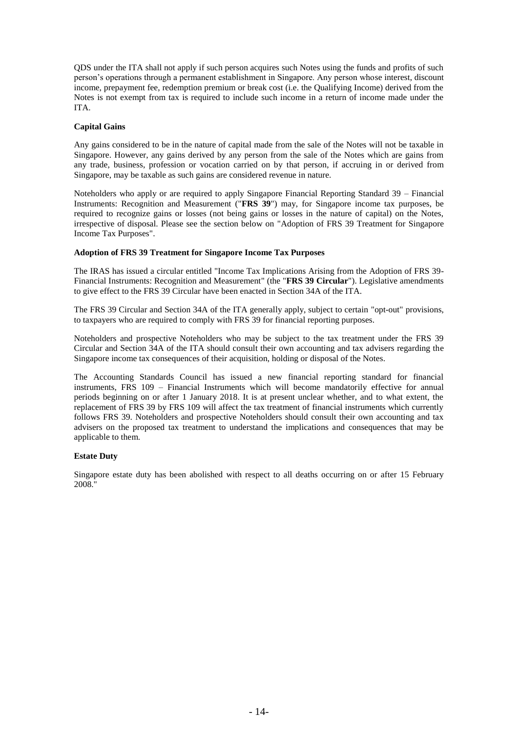QDS under the ITA shall not apply if such person acquires such Notes using the funds and profits of such person's operations through a permanent establishment in Singapore. Any person whose interest, discount income, prepayment fee, redemption premium or break cost (i.e. the Qualifying Income) derived from the Notes is not exempt from tax is required to include such income in a return of income made under the ITA.

**Capital Gains**

Any gains considered to be in the nature of capital made from the sale of the Notes will not be taxable in Singapore. However, any gains derived by any person from the sale of the Notes which are gains from any trade, business, profession or vocation carried on by that person, if accruing in or derived from Singapore, may be taxable as such gains are considered revenue in nature.

Noteholders who apply or are required to apply Singapore Financial Reporting Standard 39 – Financial Instruments: Recognition and Measurement ("**FRS 39**") may, for Singapore income tax purposes, be required to recognize gains or losses (not being gains or losses in the nature of capital) on the Notes, irrespective of disposal. Please see the section below on "Adoption of FRS 39 Treatment for Singapore Income Tax Purposes".

**Adoption of FRS 39 Treatment for Singapore Income Tax Purposes**

The IRAS has issued a circular entitled "Income Tax Implications Arising from the Adoption of FRS 39-Financial Instruments: Recognition and Measurement" (the "**FRS 39 Circular**"). Legislative amendments to give effect to the FRS 39 Circular have been enacted in Section 34A of the ITA.

The FRS 39 Circular and Section 34A of the ITA generally apply, subject to certain "opt-out" provisions, to taxpayers who are required to comply with FRS 39 for financial reporting purposes.

Noteholders and prospective Noteholders who may be subject to the tax treatment under the FRS 39 Circular and Section 34A of the ITA should consult their own accounting and tax advisers regarding the Singapore income tax consequences of their acquisition, holding or disposal of the Notes.

The Accounting Standards Council has issued a new financial reporting standard for financial instruments, FRS 109 – Financial Instruments which will become mandatorily effective for annual periods beginning on or after 1 January 2018. It is at present unclear whether, and to what extent, the replacement of FRS 39 by FRS 109 will affect the tax treatment of financial instruments which currently follows FRS 39. Noteholders and prospective Noteholders should consult their own accounting and tax advisers on the proposed tax treatment to understand the implications and consequences that may be applicable to them.

**Estate Duty**

Singapore estate duty has been abolished with respect to all deaths occurring on or after 15 February 2008."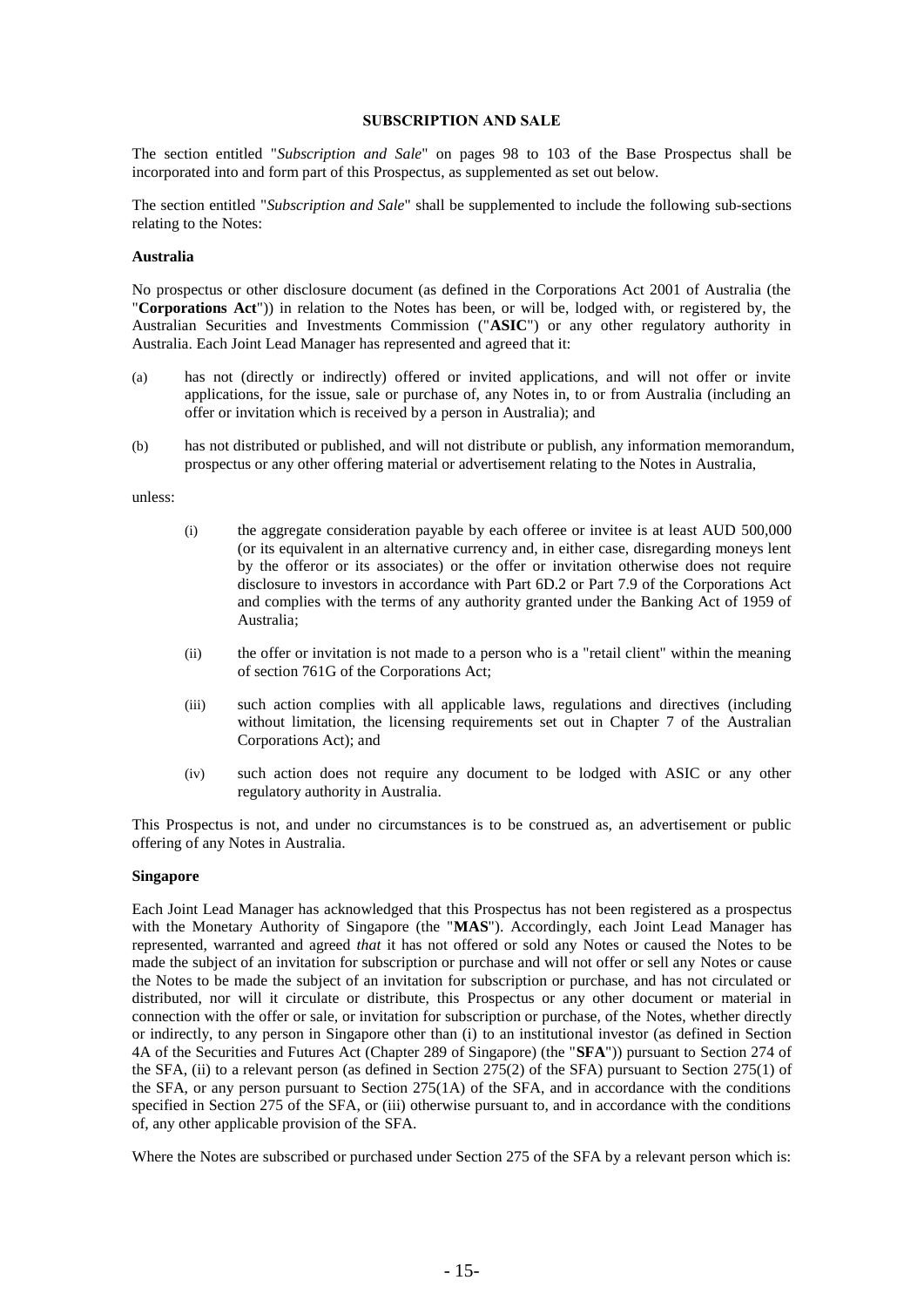# SUBSCRIPTION AND SALE

The section entitled "*Subscription and Sale*" on pages 98 to 103 of the Base Prospectus shall be incorporated into and form part of this Prospectus, as supplemented as set out below.

The section entitled "*Subscription and Sale*" shall be supplemented to include the following sub-sections relating to the Notes:

## Australia

No prospectus or other disclosure document (as defined in the Corporations Act 2001 of Australia (the "**Corporations Act**")) in relation to the Notes has been, or will be, lodged with, or registered by, the Australian Securities and Investments Commission ("**ASIC**") or any other regulatory authority in Australia. Each Joint Lead Manager has represented and agreed that it:

(a) has not (directly or indirectly) offered or invited applications, and will not offer or invite applications, for the issue, sale or purchase of, any Notes in, to or from Australia (including an offer or invitation which is received by a person in Australia); and

(b) has not distributed or published, and will not distribute or publish, any information memorandum, prospectus or any other offering material or advertisement relating to the Notes in Australia,

unless:

(i) the aggregate consideration payable by each offeree or invitee is at least AUD 500,000 (or its equivalent in an alternative currency and, in either case, disregarding moneys lent by the offeror or its associates) or the offer or invitation otherwise does not require disclosure to investors in accordance with Part 6D.2 or Part 7.9 of the Corporations Act and complies with the terms of any authority granted under the Banking Act of 1959 of Australia;

(ii) the offer or invitation is not made to a person who is a "retail client" within the meaning of section 761G of the Corporations Act;

(iii) such action complies with all applicable laws, regulations and directives (including without limitation, the licensing requirements set out in Chapter 7 of the Australian Corporations Act); and

(iv) such action does not require any document to be lodged with ASIC or any other regulatory authority in Australia.

This Prospectus is not, and under no circumstances is to be construed as, an advertisement or public offering of any Notes in Australia.

## Singapore

Each Joint Lead Manager has acknowledged that this Prospectus has not been registered as a prospectus with the Monetary Authority of Singapore (the "**MAS**"). Accordingly, each Joint Lead Manager has represented, warranted and agreed *that* it has not offered or sold any Notes or caused the Notes to be made the subject of an invitation for subscription or purchase and will not offer or sell any Notes or cause the Notes to be made the subject of an invitation for subscription or purchase, and has not circulated or distributed, nor will it circulate or distribute, this Prospectus or any other document or material in connection with the offer or sale, or invitation for subscription or purchase, of the Notes, whether directly or indirectly, to any person in Singapore other than (i) to an institutional investor (as defined in Section 4A of the Securities and Futures Act (Chapter 289 of Singapore) (the "**SFA**")) pursuant to Section 274 of the SFA, (ii) to a relevant person (as defined in Section 275(2) of the SFA) pursuant to Section 275(1) of the SFA, or any person pursuant to Section 275(1A) of the SFA, and in accordance with the conditions specified in Section 275 of the SFA, or (iii) otherwise pursuant to, and in accordance with the conditions of, any other applicable provision of the SFA.

Where the Notes are subscribed or purchased under Section 275 of the SFA by a relevant person which is: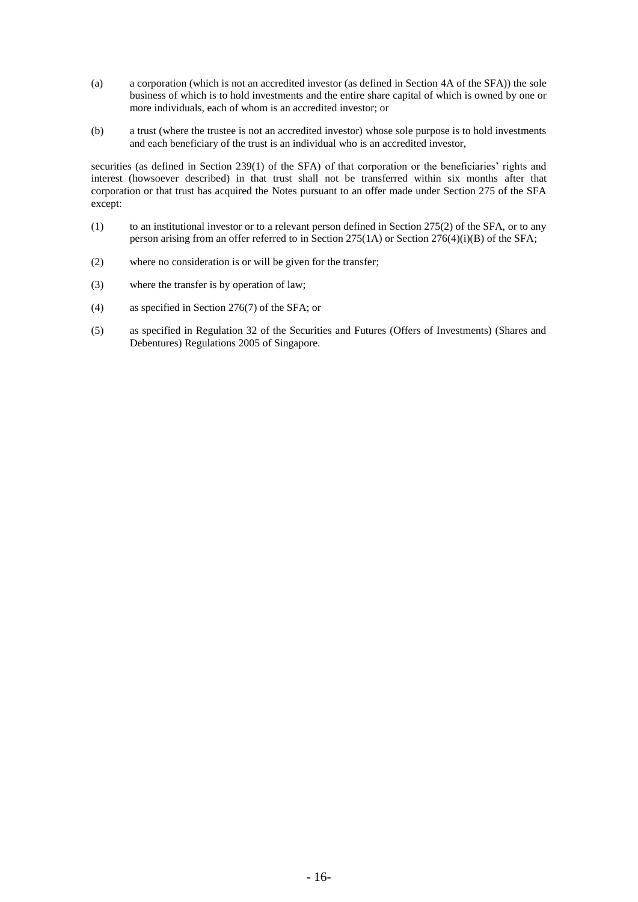(a) a corporation (which is not an accredited investor (as defined in Section 4A of the SFA)) the sole business of which is to hold investments and the entire share capital of which is owned by one or more individuals, each of whom is an accredited investor; or

(b) a trust (where the trustee is not an accredited investor) whose sole purpose is to hold investments and each beneficiary of the trust is an individual who is an accredited investor,

securities (as defined in Section 239(1) of the SFA) of that corporation or the beneficiaries' rights and interest (howsoever described) in that trust shall not be transferred within six months after that corporation or that trust has acquired the Notes pursuant to an offer made under Section 275 of the SFA except:

(1) to an institutional investor or to a relevant person defined in Section 275(2) of the SFA, or to any person arising from an offer referred to in Section 275(1A) or Section 276(4)(i)(B) of the SFA;

(2) where no consideration is or will be given for the transfer;

(3) where the transfer is by operation of law;

(4) as specified in Section 276(7) of the SFA; or

(5) as specified in Regulation 32 of the Securities and Futures (Offers of Investments) (Shares and Debentures) Regulations 2005 of Singapore.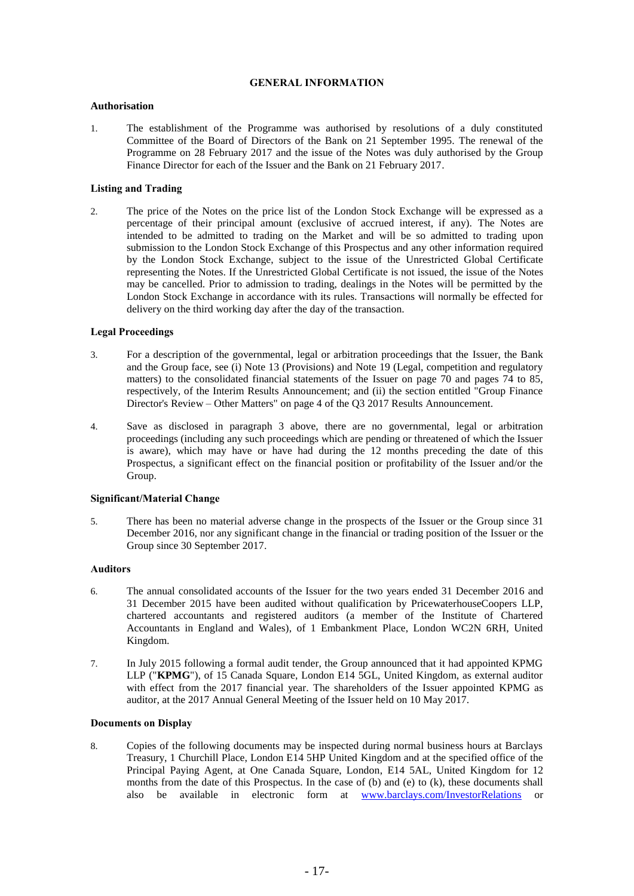## GENERAL INFORMATION

### Authorisation

1. The establishment of the Programme was authorised by resolutions of a duly constituted Committee of the Board of Directors of the Bank on 21 September 1995. The renewal of the Programme on 28 February 2017 and the issue of the Notes was duly authorised by the Group Finance Director for each of the Issuer and the Bank on 21 February 2017.

### Listing and Trading

2. The price of the Notes on the price list of the London Stock Exchange will be expressed as a percentage of their principal amount (exclusive of accrued interest, if any). The Notes are intended to be admitted to trading on the Market and will be so admitted to trading upon submission to the London Stock Exchange of this Prospectus and any other information required by the London Stock Exchange, subject to the issue of the Unrestricted Global Certificate representing the Notes. If the Unrestricted Global Certificate is not issued, the issue of the Notes may be cancelled. Prior to admission to trading, dealings in the Notes will be permitted by the London Stock Exchange in accordance with its rules. Transactions will normally be effected for delivery on the third working day after the day of the transaction.

### Legal Proceedings

3. For a description of the governmental, legal or arbitration proceedings that the Issuer, the Bank and the Group face, see (i) Note 13 (Provisions) and Note 19 (Legal, competition and regulatory matters) to the consolidated financial statements of the Issuer on page 70 and pages 74 to 85, respectively, of the Interim Results Announcement; and (ii) the section entitled "Group Finance Director's Review – Other Matters" on page 4 of the Q3 2017 Results Announcement.

4. Save as disclosed in paragraph 3 above, there are no governmental, legal or arbitration proceedings (including any such proceedings which are pending or threatened of which the Issuer is aware), which may have or have had during the 12 months preceding the date of this Prospectus, a significant effect on the financial position or profitability of the Issuer and/or the Group.

### Significant/Material Change

5. There has been no material adverse change in the prospects of the Issuer or the Group since 31 December 2016, nor any significant change in the financial or trading position of the Issuer or the Group since 30 September 2017.

### Auditors

6. The annual consolidated accounts of the Issuer for the two years ended 31 December 2016 and 31 December 2015 have been audited without qualification by PricewaterhouseCoopers LLP, chartered accountants and registered auditors (a member of the Institute of Chartered Accountants in England and Wales), of 1 Embankment Place, London WC2N 6RH, United Kingdom.

7. In July 2015 following a formal audit tender, the Group announced that it had appointed KPMG LLP ("**KPMG**"), of 15 Canada Square, London E14 5GL, United Kingdom, as external auditor with effect from the 2017 financial year. The shareholders of the Issuer appointed KPMG as auditor, at the 2017 Annual General Meeting of the Issuer held on 10 May 2017.

### Documents on Display

8. Copies of the following documents may be inspected during normal business hours at Barclays Treasury, 1 Churchill Place, London E14 5HP United Kingdom and at the specified office of the Principal Paying Agent, at One Canada Square, London, E14 5AL, United Kingdom for 12 months from the date of this Prospectus. In the case of (b) and (e) to (k), these documents shall also be available in electronic form at www.barclays.com/InvestorRelations or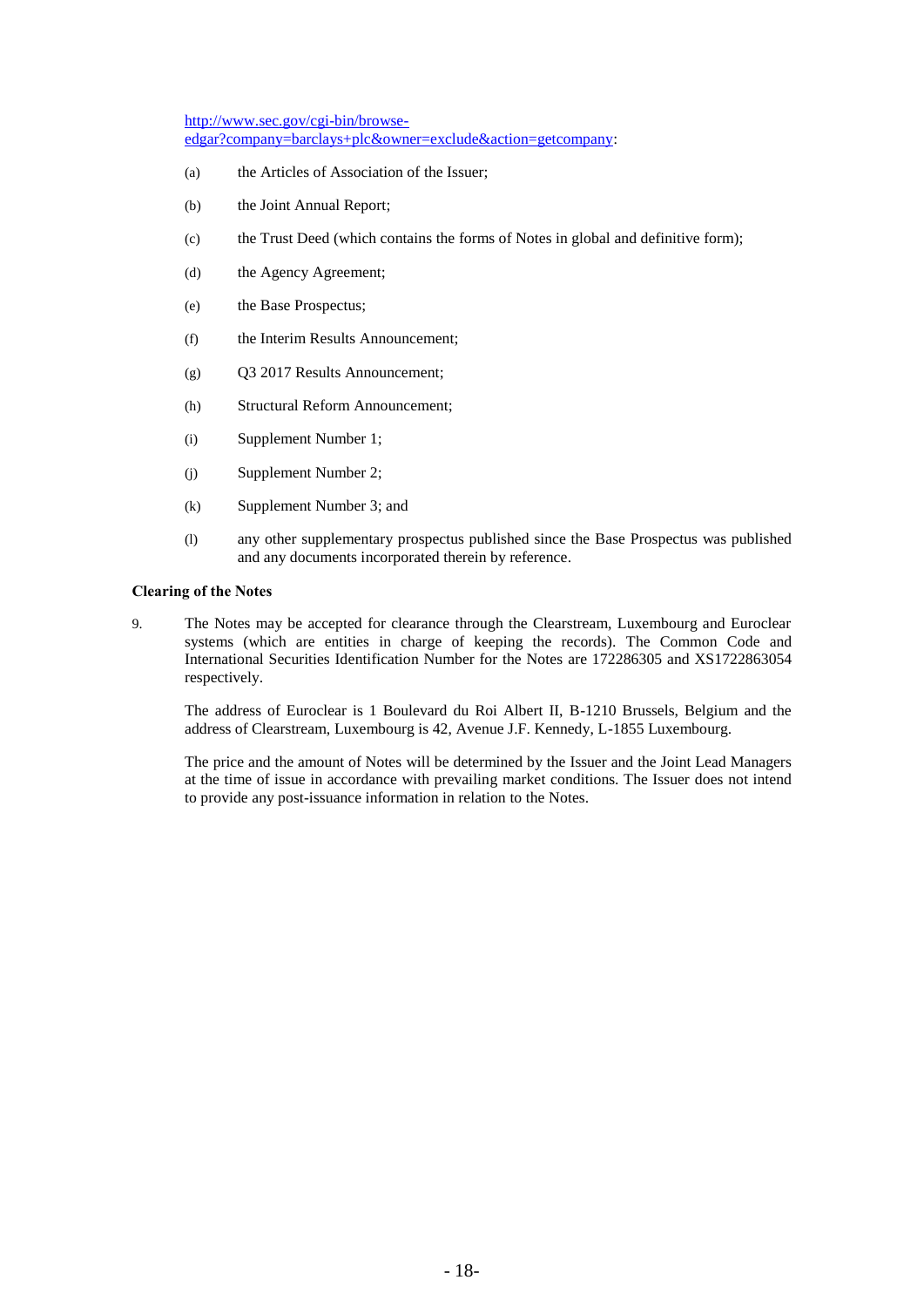[http://www.sec.gov/cgi-bin/browse-edgar?company=barclays+plc&owner=exclude&action=getcompany](http://www.sec.gov/cgi-bin/browse-edgar?company=barclays+plc&owner=exclude&action=getcompany):

(a) the Articles of Association of the Issuer;

(b) the Joint Annual Report;

(c) the Trust Deed (which contains the forms of Notes in global and definitive form);

(d) the Agency Agreement;

(e) the Base Prospectus;

(f) the Interim Results Announcement;

(g) Q3 2017 Results Announcement;

(h) Structural Reform Announcement;

(i) Supplement Number 1;

(j) Supplement Number 2;

(k) Supplement Number 3; and

(l) any other supplementary prospectus published since the Base Prospectus was published and any documents incorporated therein by reference.

**Clearing of the Notes**

9. The Notes may be accepted for clearance through the Clearstream, Luxembourg and Euroclear systems (which are entities in charge of keeping the records). The Common Code and International Securities Identification Number for the Notes are 172286305 and XS1722863054 respectively.

   The address of Euroclear is 1 Boulevard du Roi Albert II, B-1210 Brussels, Belgium and the address of Clearstream, Luxembourg is 42, Avenue J.F. Kennedy, L-1855 Luxembourg.

   The price and the amount of Notes will be determined by the Issuer and the Joint Lead Managers at the time of issue in accordance with prevailing market conditions. The Issuer does not intend to provide any post-issuance information in relation to the Notes.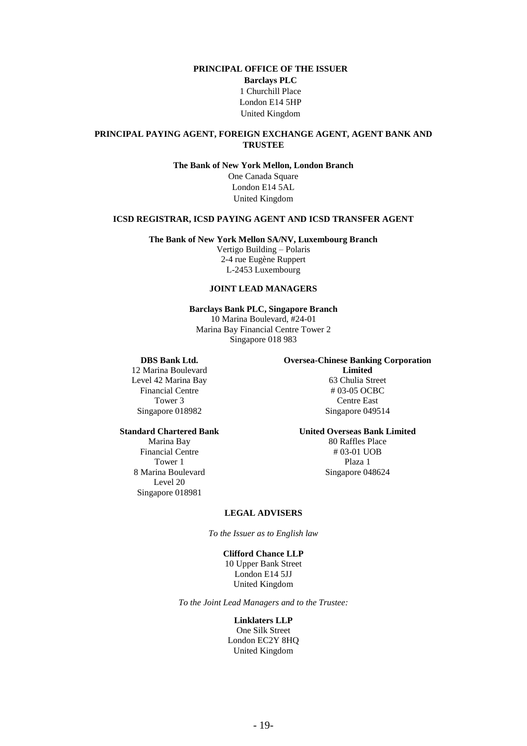**PRINCIPAL OFFICE OF THE ISSUER**

**Barclays PLC**
1 Churchill Place
London E14 5HP
United Kingdom

**PRINCIPAL PAYING AGENT, FOREIGN EXCHANGE AGENT, AGENT BANK AND TRUSTEE**

**The Bank of New York Mellon, London Branch**
One Canada Square
London E14 5AL
United Kingdom

**ICSD REGISTRAR, ICSD PAYING AGENT AND ICSD TRANSFER AGENT**

**The Bank of New York Mellon SA/NV, Luxembourg Branch**
Vertigo Building – Polaris
2-4 rue Eugène Ruppert
L-2453 Luxembourg

**JOINT LEAD MANAGERS**

**Barclays Bank PLC, Singapore Branch**
10 Marina Boulevard, #24-01
Marina Bay Financial Centre Tower 2
Singapore 018 983

**DBS Bank Ltd.**
12 Marina Boulevard
Level 42 Marina Bay
Financial Centre
Tower 3
Singapore 018982

**Oversea-Chinese Banking Corporation Limited**
63 Chulia Street
# 03-05 OCBC
Centre East
Singapore 049514

**Standard Chartered Bank**
Marina Bay
Financial Centre
Tower 1
8 Marina Boulevard
Level 20
Singapore 018981

**United Overseas Bank Limited**
80 Raffles Place
# 03-01 UOB
Plaza 1
Singapore 048624

**LEGAL ADVISERS**

*To the Issuer as to English law*

**Clifford Chance LLP**
10 Upper Bank Street
London E14 5JJ
United Kingdom

*To the Joint Lead Managers and to the Trustee:*

**Linklaters LLP**
One Silk Street
London EC2Y 8HQ
United Kingdom